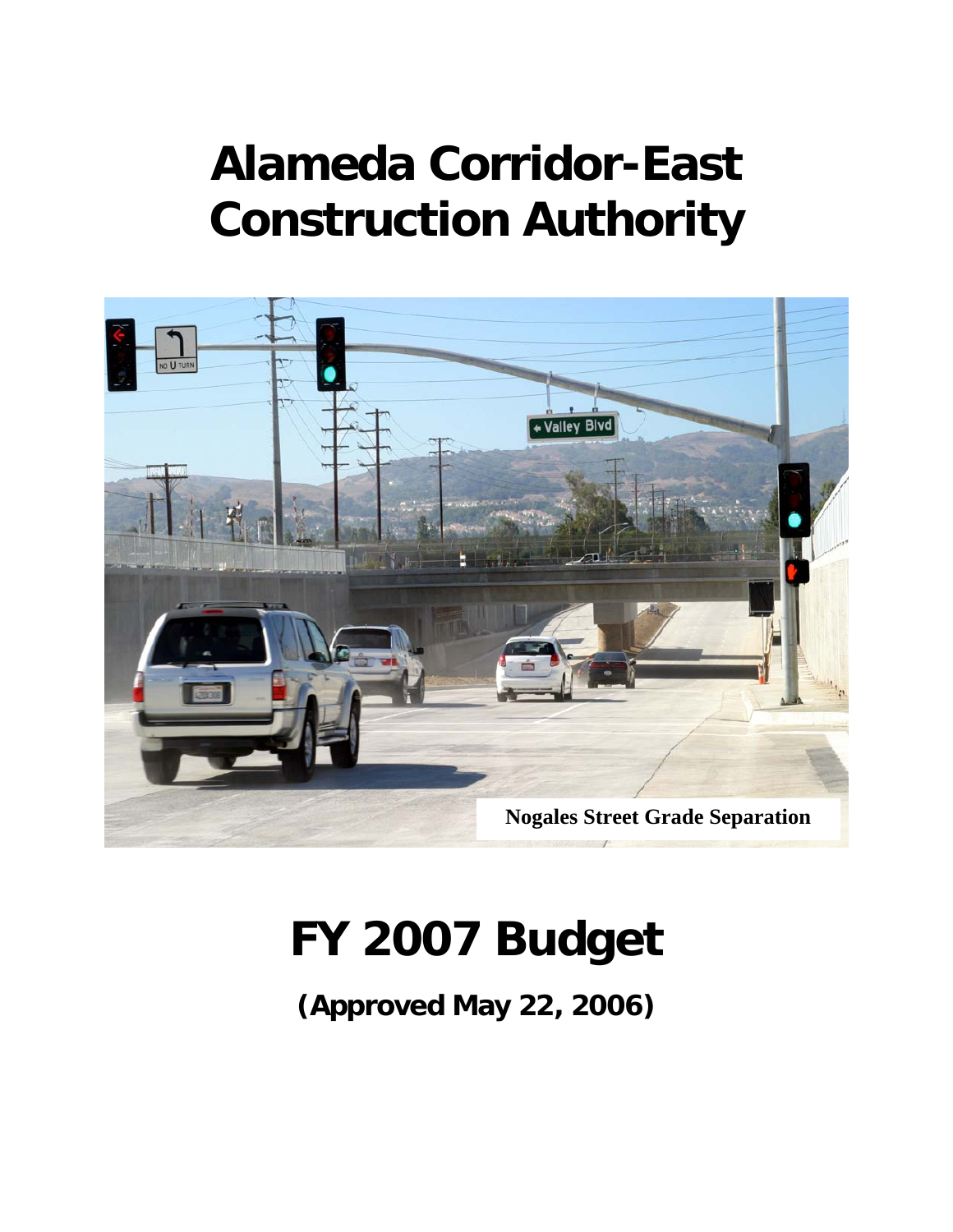# Alameda Corridor-East Construction Authority

Nogales Street Grade Separation

# FY 2007 Budget

**(Approved May 22, 2006)**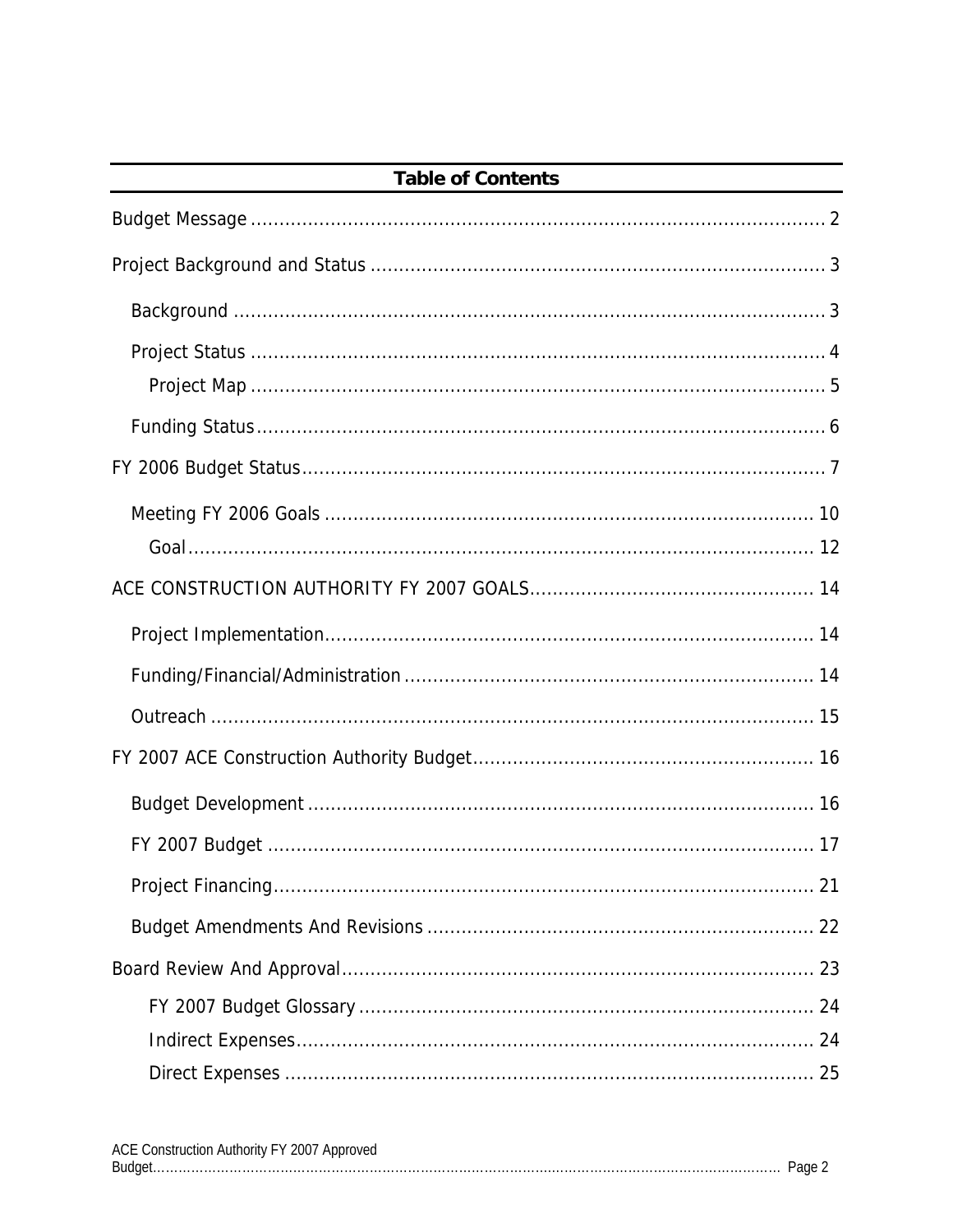## Table of Contents

Budget Message ........................................................................................................ 2

Project Background and Status ............................................................................... 3

- Background ......................................................................................................... 3
- Project Status ...................................................................................................... 4
  - Project Map .................................................................................................... 5
- Funding Status ..................................................................................................... 6

FY 2006 Budget Status ............................................................................................. 7

- Meeting FY 2006 Goals ...................................................................................... 10
  - Goal ............................................................................................................... 12

ACE CONSTRUCTION AUTHORITY FY 2007 GOALS ................................................. 14

- Project Implementation ...................................................................................... 14
- Funding/Financial/Administration ........................................................................ 14
- Outreach ............................................................................................................ 15

FY 2007 ACE Construction Authority Budget ............................................................ 16

- Budget Development .......................................................................................... 16
- FY 2007 Budget ................................................................................................. 17
- Project Financing ............................................................................................... 21
- Budget Amendments And Revisions .................................................................... 22

Board Review And Approval ..................................................................................... 23

- FY 2007 Budget Glossary ................................................................................ 24
- Indirect Expenses ............................................................................................ 24
- Direct Expenses .............................................................................................. 25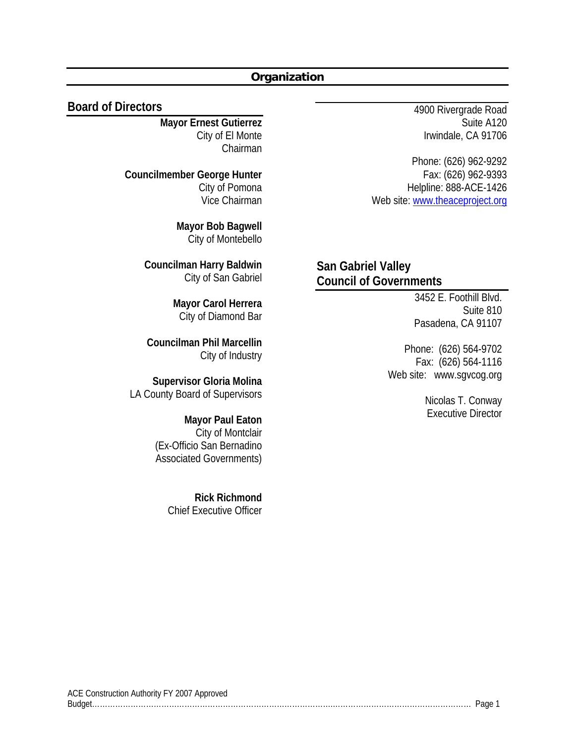# Organization

## Board of Directors

**Mayor Ernest Gutierrez**
City of El Monte
Chairman

**Councilmember George Hunter**
City of Pomona
Vice Chairman

**Mayor Bob Bagwell**
City of Montebello

**Councilman Harry Baldwin**
City of San Gabriel

**Mayor Carol Herrera**
City of Diamond Bar

**Councilman Phil Marcellin**
City of Industry

**Supervisor Gloria Molina**
LA County Board of Supervisors

**Mayor Paul Eaton**
City of Montclair
(Ex-Officio San Bernadino Associated Governments)

**Rick Richmond**
Chief Executive Officer

---

4900 Rivergrade Road
Suite A120
Irwindale, CA 91706

Phone: (626) 962-9292
Fax: (626) 962-9393
Helpline: 888-ACE-1426
Web site: www.theaceproject.org

## San Gabriel Valley Council of Governments

3452 E. Foothill Blvd.
Suite 810
Pasadena, CA 91107

Phone: (626) 564-9702
Fax: (626) 564-1116
Web site: www.sgvcog.org

Nicolas T. Conway
Executive Director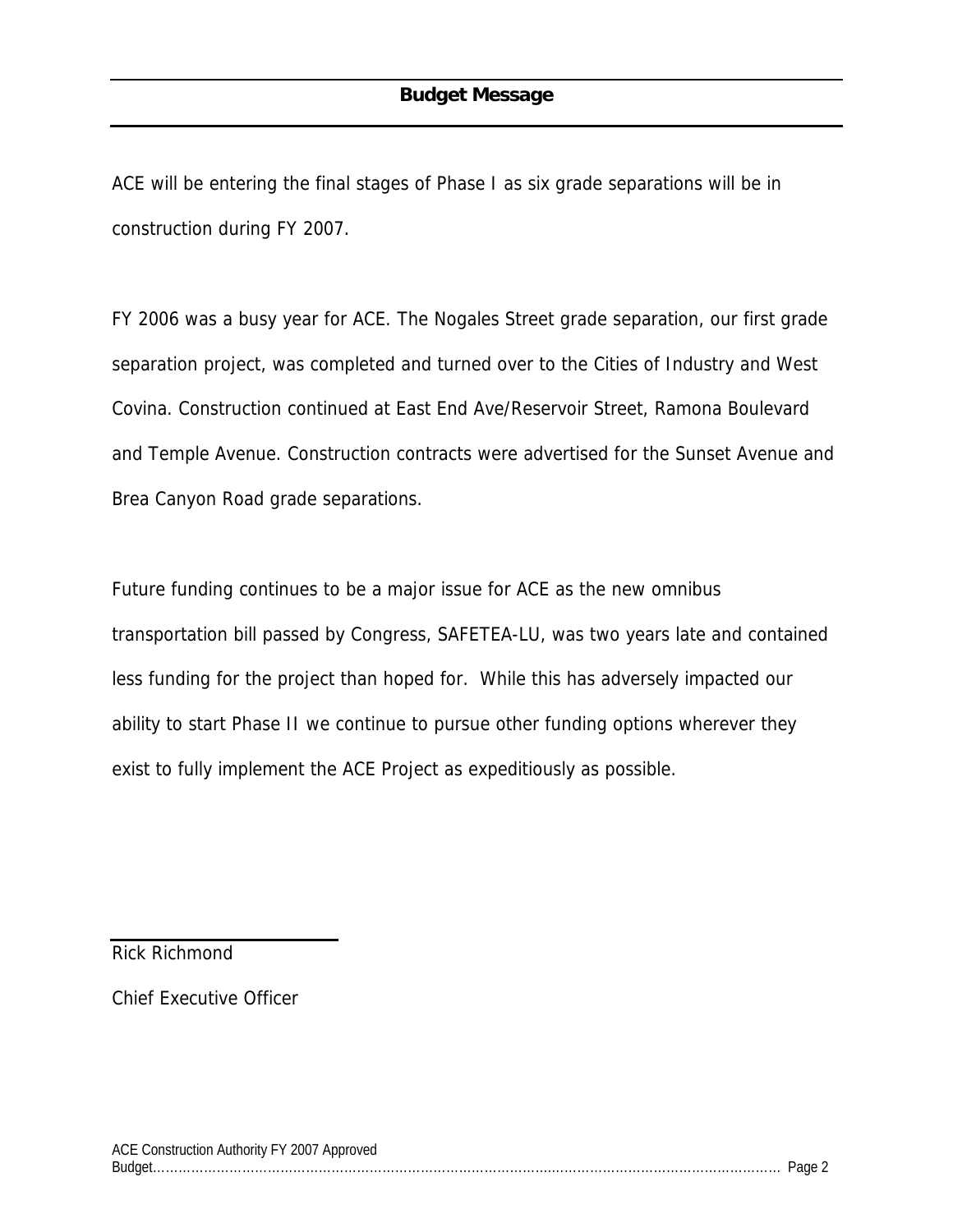## Budget Message

ACE will be entering the final stages of Phase I as six grade separations will be in construction during FY 2007.

FY 2006 was a busy year for ACE. The Nogales Street grade separation, our first grade separation project, was completed and turned over to the Cities of Industry and West Covina. Construction continued at East End Ave/Reservoir Street, Ramona Boulevard and Temple Avenue. Construction contracts were advertised for the Sunset Avenue and Brea Canyon Road grade separations.

Future funding continues to be a major issue for ACE as the new omnibus transportation bill passed by Congress, SAFETEA-LU, was two years late and contained less funding for the project than hoped for. While this has adversely impacted our ability to start Phase II we continue to pursue other funding options wherever they exist to fully implement the ACE Project as expeditiously as possible.

Rick Richmond

Chief Executive Officer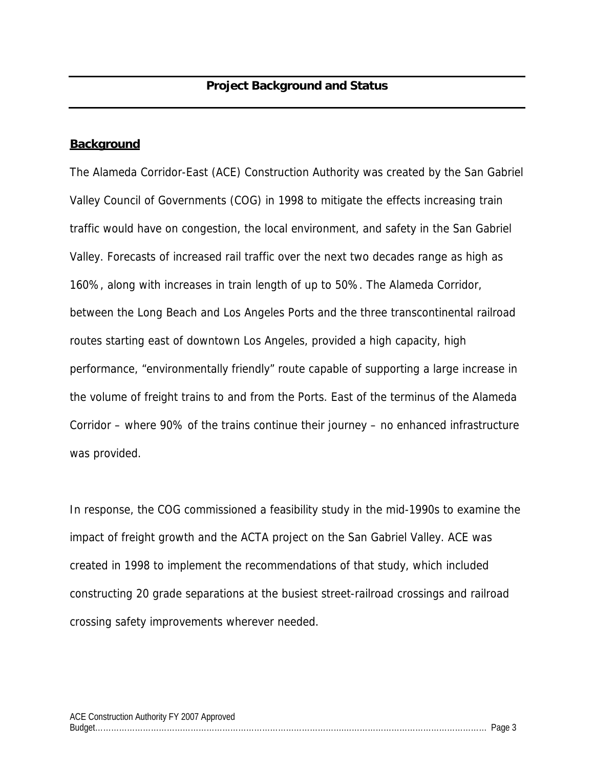## Project Background and Status

### Background

The Alameda Corridor-East (ACE) Construction Authority was created by the San Gabriel Valley Council of Governments (COG) in 1998 to mitigate the effects increasing train traffic would have on congestion, the local environment, and safety in the San Gabriel Valley. Forecasts of increased rail traffic over the next two decades range as high as 160%, along with increases in train length of up to 50%. The Alameda Corridor, between the Long Beach and Los Angeles Ports and the three transcontinental railroad routes starting east of downtown Los Angeles, provided a high capacity, high performance, "environmentally friendly" route capable of supporting a large increase in the volume of freight trains to and from the Ports. East of the terminus of the Alameda Corridor – where 90% of the trains continue their journey – no enhanced infrastructure was provided.

In response, the COG commissioned a feasibility study in the mid-1990s to examine the impact of freight growth and the ACTA project on the San Gabriel Valley. ACE was created in 1998 to implement the recommendations of that study, which included constructing 20 grade separations at the busiest street-railroad crossings and railroad crossing safety improvements wherever needed.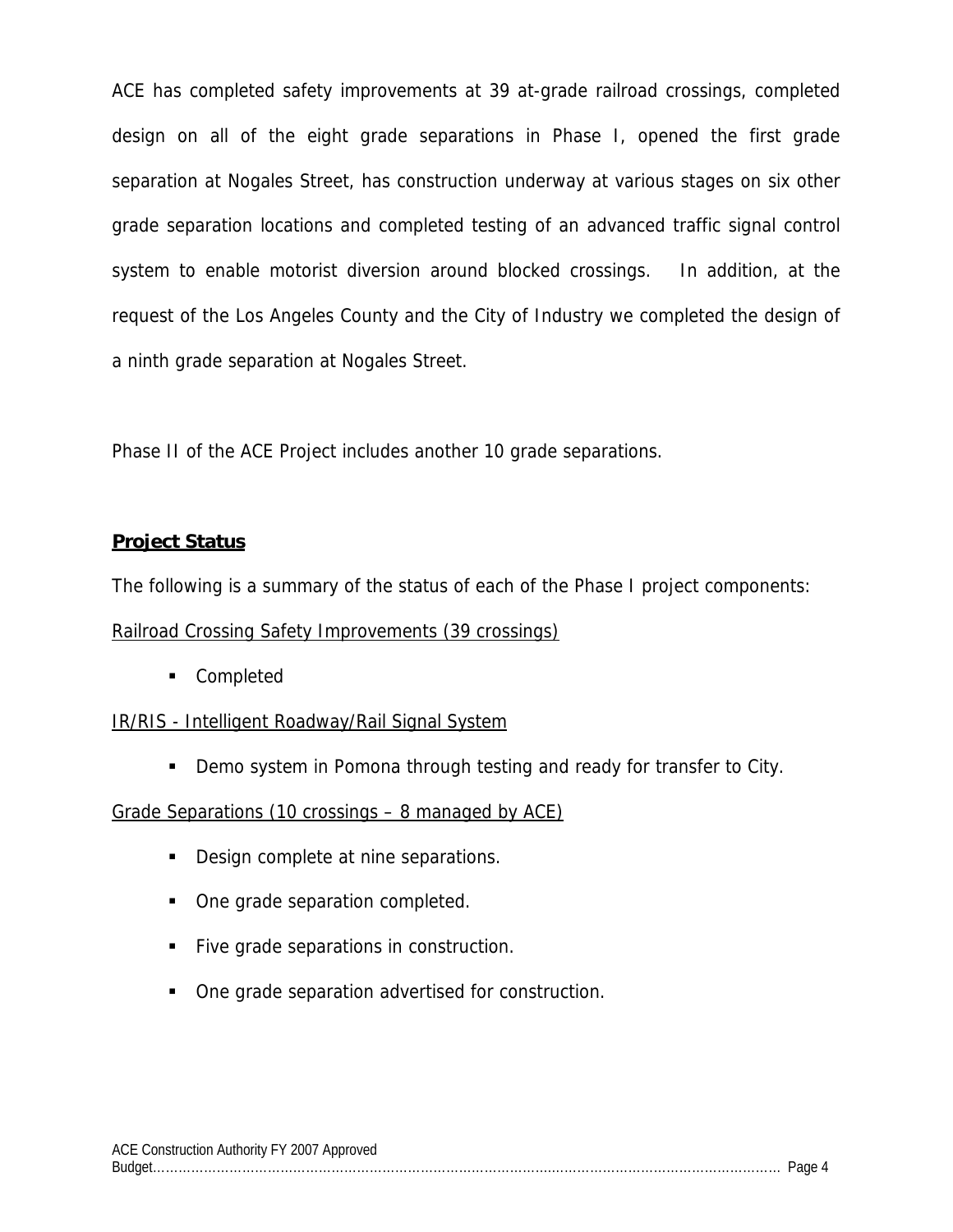ACE has completed safety improvements at 39 at-grade railroad crossings, completed design on all of the eight grade separations in Phase I, opened the first grade separation at Nogales Street, has construction underway at various stages on six other grade separation locations and completed testing of an advanced traffic signal control system to enable motorist diversion around blocked crossings. In addition, at the request of the Los Angeles County and the City of Industry we completed the design of a ninth grade separation at Nogales Street.

Phase II of the ACE Project includes another 10 grade separations.

## **Project Status**

The following is a summary of the status of each of the Phase I project components:

Railroad Crossing Safety Improvements (39 crossings)

- Completed

IR/RIS - Intelligent Roadway/Rail Signal System

- Demo system in Pomona through testing and ready for transfer to City.

Grade Separations (10 crossings – 8 managed by ACE)

- Design complete at nine separations.
- One grade separation completed.
- Five grade separations in construction.
- One grade separation advertised for construction.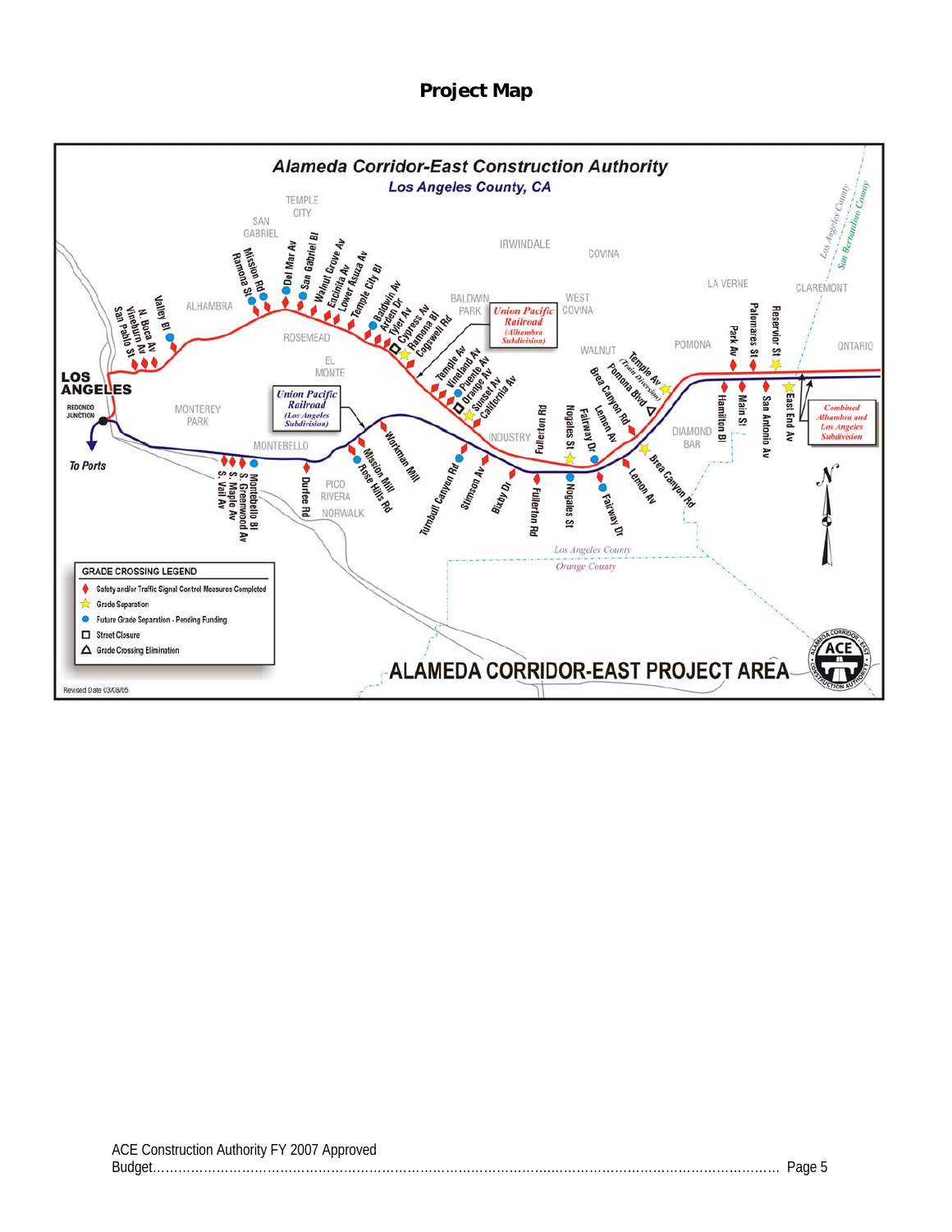# Project Map

## Alameda Corridor-East Construction Authority

### Los Angeles County, CA

TEMPLE CITY
SAN GABRIEL
IRWINDALE
COVINA
LA VERNE
CLAREMONT
ALHAMBRA
BALDWIN PARK
WEST COVINA
ROSEMEAD
EL MONTE
WALNUT
POMONA
ONTARIO
LOS ANGELES
REDONDO JUNCTION
MONTEREY PARK
MONTEBELLO
INDUSTRY
DIAMOND BAR
PICO RIVERA
NORWALK

To Ports

Los Angeles County / San Bernardino County

Los Angeles County / Orange County

*Union Pacific Railroad (Alhambra Subdivision)*

*Union Pacific Railroad (Los Angeles Subdivision)*

*Combined Alhambra and Los Angeles Subdivision*

San Pablo St, Vineland Av, N. Boca Av, Valley Bl, Ramona St, Mission Rd, Del Mar Av, San Gabriel Bl, Walnut Grove Av, Encinita Av, Lower Azusa Av, Temple City Bl, Baldwin Av, Arden Dr, Tyler Av, Cypress Av, Ramona Bl, Cogswell Rd, Temple Av, Vineland Av, Puente Av, Orange Av, Sunset Av, California Av, Fullerton Rd, Nogales St, Fairway Dr, Lemon Av, Brea Canyon Rd, Pomona Blvd, Temple Av (Train Diversion), Park Av, Palomares St, Reservoir St, Hamilton Bl, Main St, San Antonio Av, East End Av

S. Vail Av, S. Maple Av, S. Greenwood Av, Montebello Bl, Durfee Rd, Mission Mill, Rose Hills Rd, Workman Mill, Turnbull Canyon Rd, Stimson Av, Bixby Dr, Fullerton Rd, Nogales St, Fairway Dr, Lemon Av, Brea Canyon Rd

**GRADE CROSSING LEGEND**

- ♦ Safety and/or Traffic Signal Control Measures Completed
- ☆ Grade Separation
- ● Future Grade Separation - Pending Funding
- □ Street Closure
- △ Grade Crossing Elimination

**ALAMEDA CORRIDOR-EAST PROJECT AREA**

Revised Date 03/08/05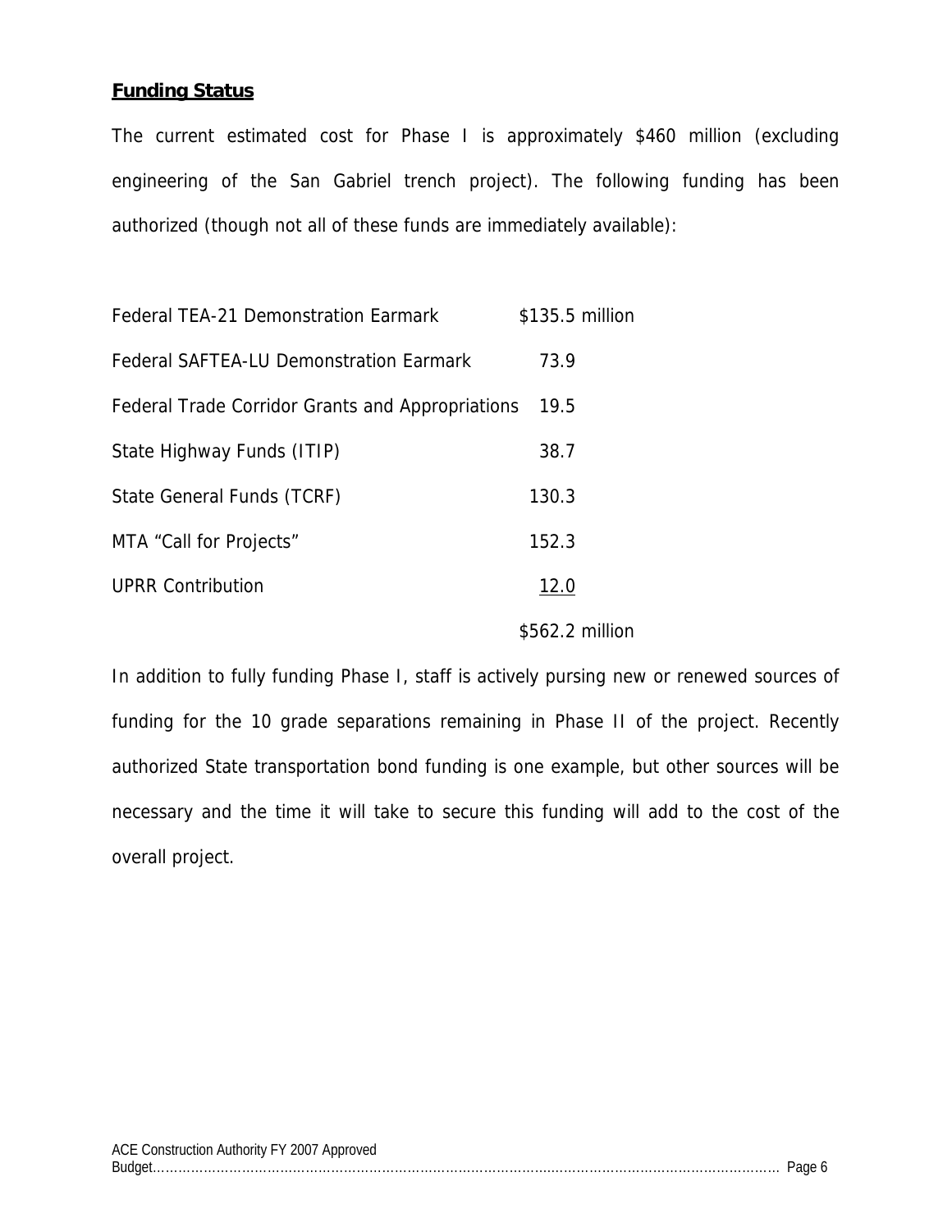## **Funding Status**

The current estimated cost for Phase I is approximately $460 million (excluding engineering of the San Gabriel trench project). The following funding has been authorized (though not all of these funds are immediately available):

| | |
|---|---|
| Federal TEA-21 Demonstration Earmark | $135.5 million |
| Federal SAFTEA-LU Demonstration Earmark | 73.9 |
| Federal Trade Corridor Grants and Appropriations | 19.5 |
| State Highway Funds (ITIP) | 38.7 |
| State General Funds (TCRF) | 130.3 |
| MTA "Call for Projects" | 152.3 |
| UPRR Contribution | 12.0 |
| | $562.2 million |

In addition to fully funding Phase I, staff is actively pursing new or renewed sources of funding for the 10 grade separations remaining in Phase II of the project. Recently authorized State transportation bond funding is one example, but other sources will be necessary and the time it will take to secure this funding will add to the cost of the overall project.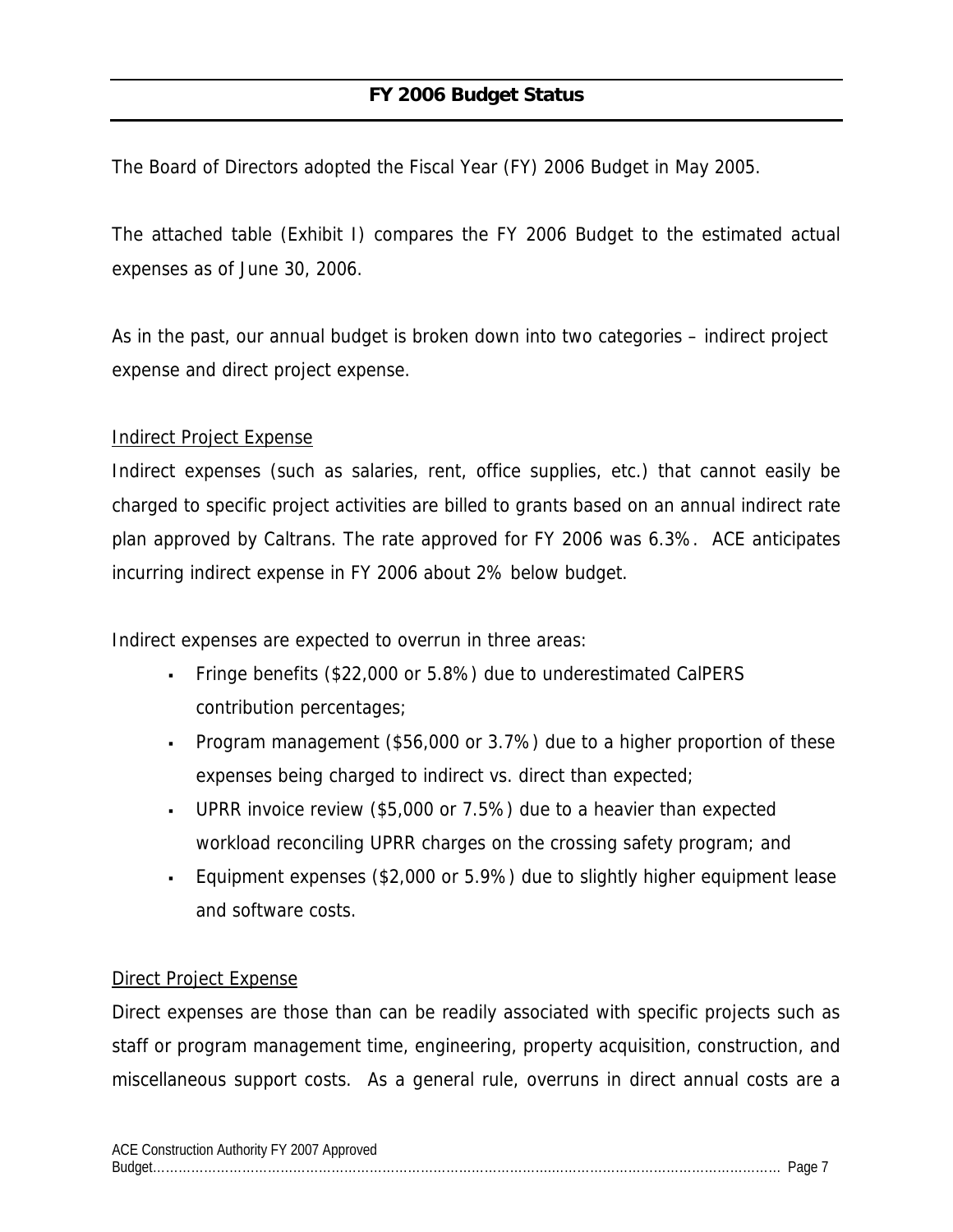## FY 2006 Budget Status

The Board of Directors adopted the Fiscal Year (FY) 2006 Budget in May 2005.

The attached table (Exhibit I) compares the FY 2006 Budget to the estimated actual expenses as of June 30, 2006.

As in the past, our annual budget is broken down into two categories – indirect project expense and direct project expense.

Indirect Project Expense

Indirect expenses (such as salaries, rent, office supplies, etc.) that cannot easily be charged to specific project activities are billed to grants based on an annual indirect rate plan approved by Caltrans. The rate approved for FY 2006 was 6.3%. ACE anticipates incurring indirect expense in FY 2006 about 2% below budget.

Indirect expenses are expected to overrun in three areas:

- Fringe benefits ($22,000 or 5.8%) due to underestimated CalPERS contribution percentages;
- Program management ($56,000 or 3.7%) due to a higher proportion of these expenses being charged to indirect vs. direct than expected;
- UPRR invoice review ($5,000 or 7.5%) due to a heavier than expected workload reconciling UPRR charges on the crossing safety program; and
- Equipment expenses ($2,000 or 5.9%) due to slightly higher equipment lease and software costs.

Direct Project Expense

Direct expenses are those than can be readily associated with specific projects such as staff or program management time, engineering, property acquisition, construction, and miscellaneous support costs. As a general rule, overruns in direct annual costs are a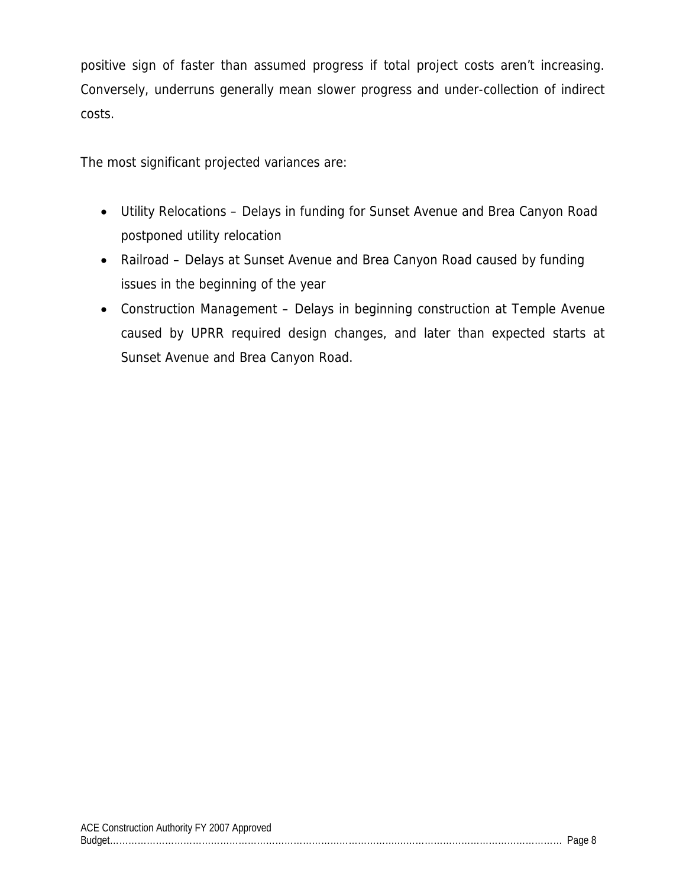positive sign of faster than assumed progress if total project costs aren't increasing. Conversely, underruns generally mean slower progress and under-collection of indirect costs.

The most significant projected variances are:

- Utility Relocations – Delays in funding for Sunset Avenue and Brea Canyon Road postponed utility relocation
- Railroad – Delays at Sunset Avenue and Brea Canyon Road caused by funding issues in the beginning of the year
- Construction Management – Delays in beginning construction at Temple Avenue caused by UPRR required design changes, and later than expected starts at Sunset Avenue and Brea Canyon Road.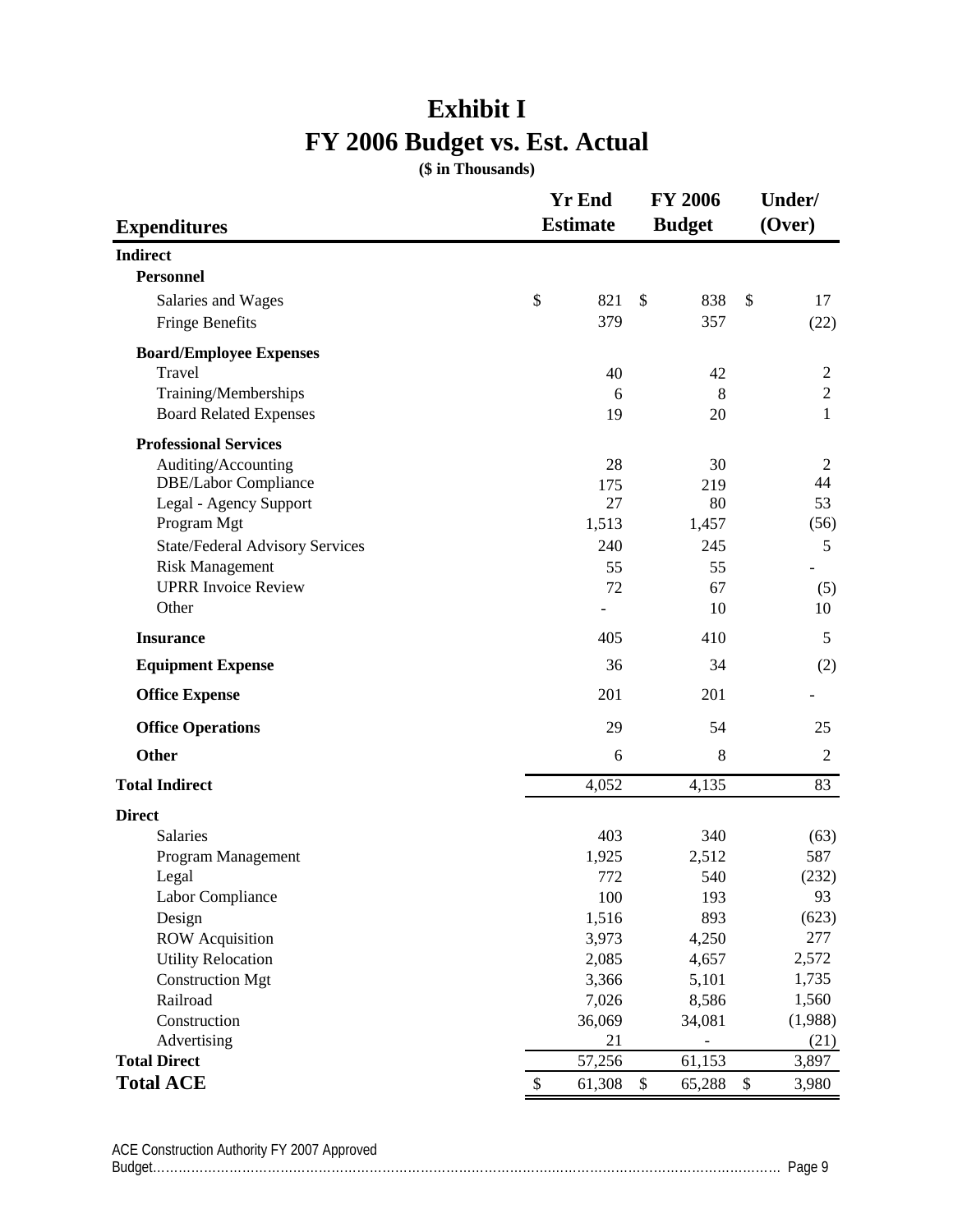# Exhibit I
# FY 2006 Budget vs. Est. Actual

**($ in Thousands)**

| Expenditures | Yr End Estimate | FY 2006 Budget | Under/ (Over) |
|---|---|---|---|
| **Indirect** | | | |
| **Personnel** | | | |
| Salaries and Wages | $ 821 | $ 838 | $ 17 |
| Fringe Benefits | 379 | 357 | (22) |
| **Board/Employee Expenses** | | | |
| Travel | 40 | 42 | 2 |
| Training/Memberships | 6 | 8 | 2 |
| Board Related Expenses | 19 | 20 | 1 |
| **Professional Services** | | | |
| Auditing/Accounting | 28 | 30 | 2 |
| DBE/Labor Compliance | 175 | 219 | 44 |
| Legal - Agency Support | 27 | 80 | 53 |
| Program Mgt | 1,513 | 1,457 | (56) |
| State/Federal Advisory Services | 240 | 245 | 5 |
| Risk Management | 55 | 55 | - |
| UPRR Invoice Review | 72 | 67 | (5) |
| Other | - | 10 | 10 |
| **Insurance** | 405 | 410 | 5 |
| **Equipment Expense** | 36 | 34 | (2) |
| **Office Expense** | 201 | 201 | - |
| **Office Operations** | 29 | 54 | 25 |
| **Other** | 6 | 8 | 2 |
| **Total Indirect** | 4,052 | 4,135 | 83 |
| **Direct** | | | |
| Salaries | 403 | 340 | (63) |
| Program Management | 1,925 | 2,512 | 587 |
| Legal | 772 | 540 | (232) |
| Labor Compliance | 100 | 193 | 93 |
| Design | 1,516 | 893 | (623) |
| ROW Acquisition | 3,973 | 4,250 | 277 |
| Utility Relocation | 2,085 | 4,657 | 2,572 |
| Construction Mgt | 3,366 | 5,101 | 1,735 |
| Railroad | 7,026 | 8,586 | 1,560 |
| Construction | 36,069 | 34,081 | (1,988) |
| Advertising | 21 | - | (21) |
| **Total Direct** | 57,256 | 61,153 | 3,897 |
| **Total ACE** | $ 61,308 | $ 65,288 | $ 3,980 |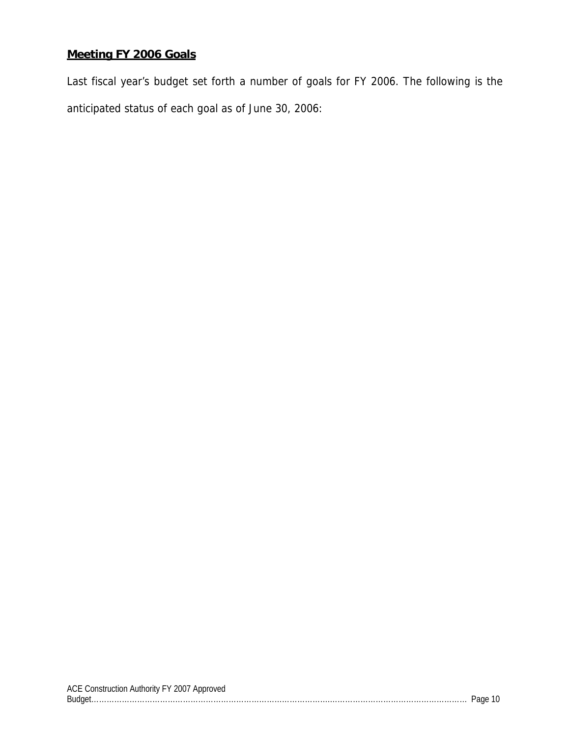## Meeting FY 2006 Goals

Last fiscal year's budget set forth a number of goals for FY 2006. The following is the anticipated status of each goal as of June 30, 2006: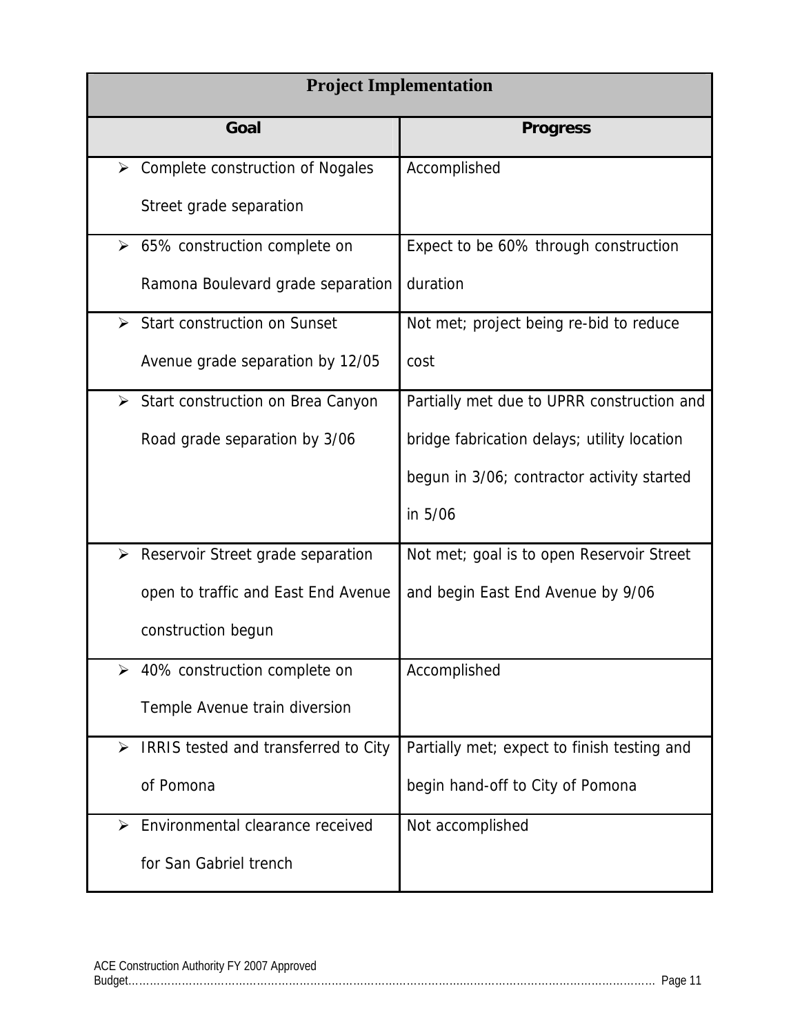| Project Implementation | |
|---|---|
| **Goal** | **Progress** |
| ➢ Complete construction of Nogales Street grade separation | Accomplished |
| ➢ 65% construction complete on Ramona Boulevard grade separation | Expect to be 60% through construction duration |
| ➢ Start construction on Sunset Avenue grade separation by 12/05 | Not met; project being re-bid to reduce cost |
| ➢ Start construction on Brea Canyon Road grade separation by 3/06 | Partially met due to UPRR construction and bridge fabrication delays; utility location begun in 3/06; contractor activity started in 5/06 |
| ➢ Reservoir Street grade separation open to traffic and East End Avenue construction begun | Not met; goal is to open Reservoir Street and begin East End Avenue by 9/06 |
| ➢ 40% construction complete on Temple Avenue train diversion | Accomplished |
| ➢ IRRIS tested and transferred to City of Pomona | Partially met; expect to finish testing and begin hand-off to City of Pomona |
| ➢ Environmental clearance received for San Gabriel trench | Not accomplished |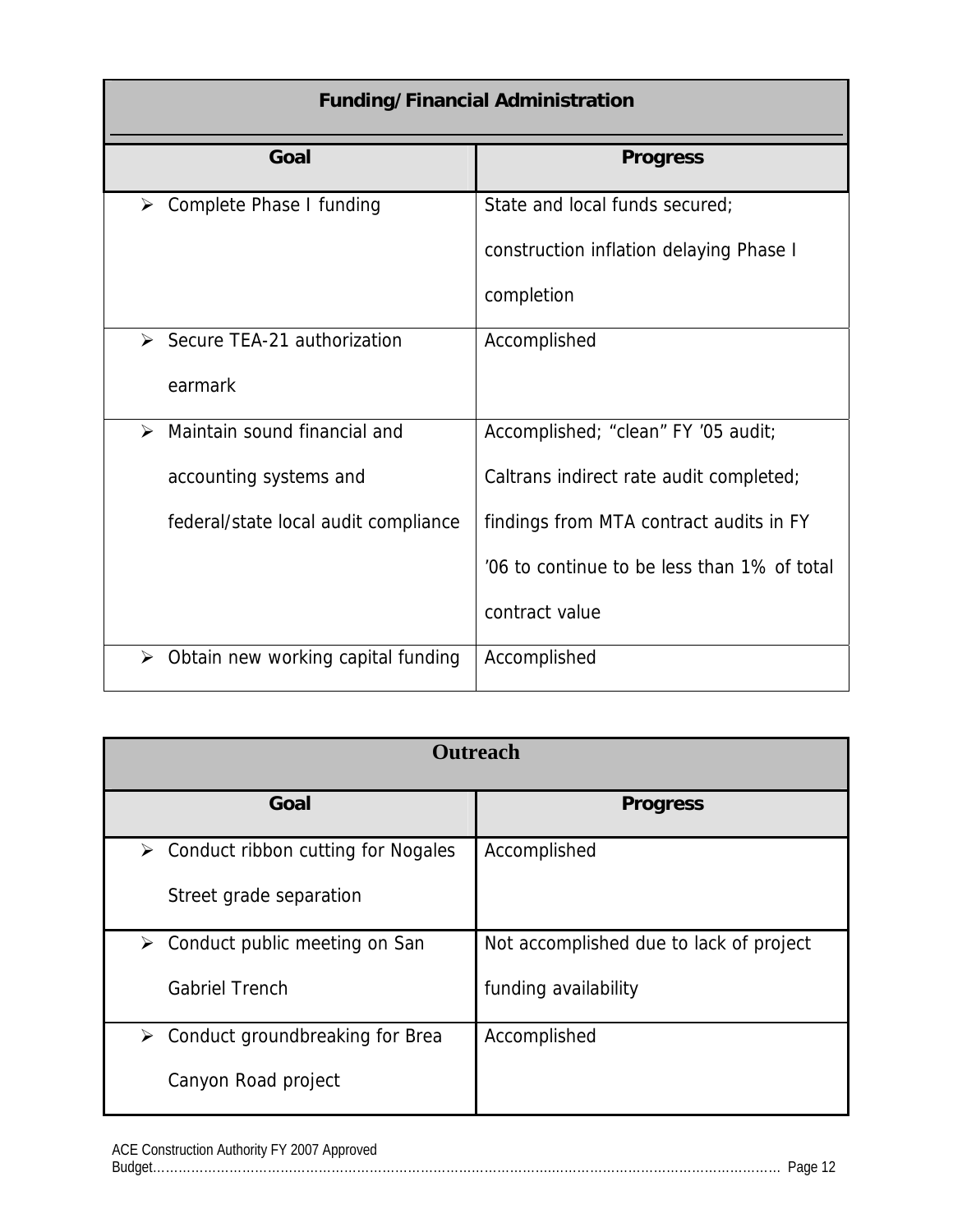| Funding/Financial Administration | |
|---|---|
| **Goal** | **Progress** |
| ➢ Complete Phase I funding | State and local funds secured; construction inflation delaying Phase I completion |
| ➢ Secure TEA-21 authorization earmark | Accomplished |
| ➢ Maintain sound financial and accounting systems and federal/state local audit compliance | Accomplished; "clean" FY '05 audit; Caltrans indirect rate audit completed; findings from MTA contract audits in FY '06 to continue to be less than 1% of total contract value |
| ➢ Obtain new working capital funding | Accomplished |

| Outreach | |
|---|---|
| **Goal** | **Progress** |
| ➢ Conduct ribbon cutting for Nogales Street grade separation | Accomplished |
| ➢ Conduct public meeting on San Gabriel Trench | Not accomplished due to lack of project funding availability |
| ➢ Conduct groundbreaking for Brea Canyon Road project | Accomplished |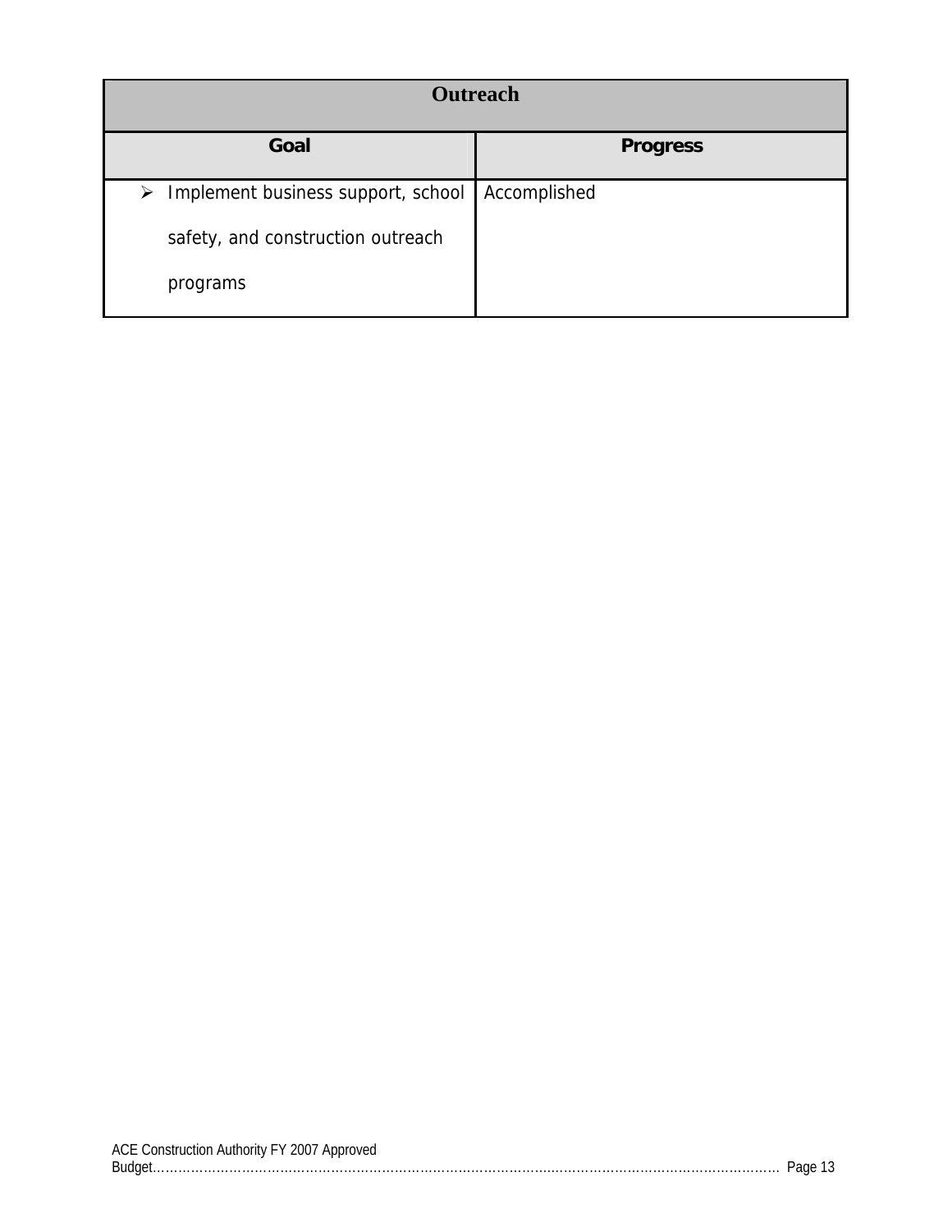| Outreach | |
|---|---|
| **Goal** | **Progress** |
| ➢ Implement business support, school safety, and construction outreach programs | Accomplished |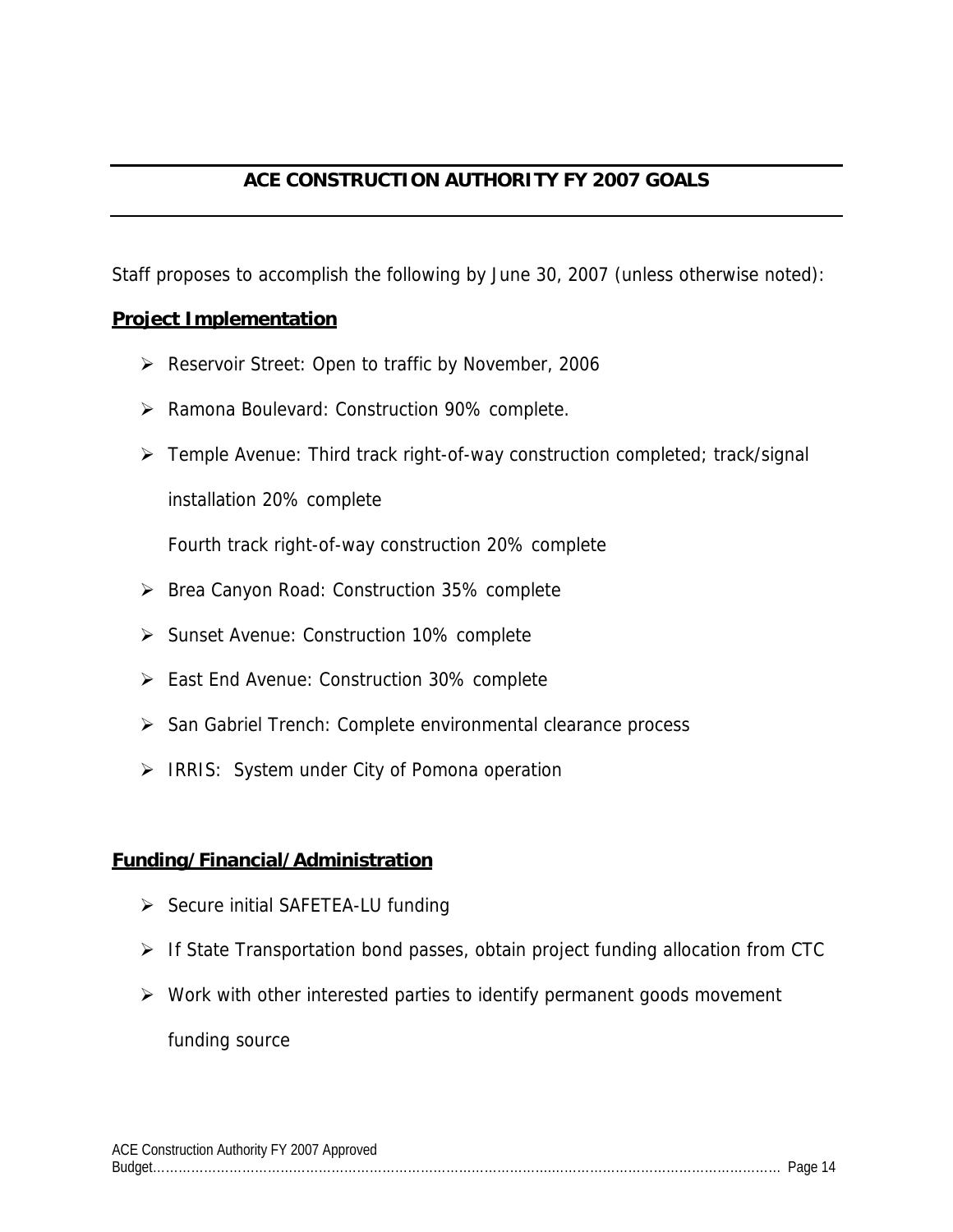## ACE CONSTRUCTION AUTHORITY FY 2007 GOALS

Staff proposes to accomplish the following by June 30, 2007 (unless otherwise noted):

**Project Implementation**

- Reservoir Street: Open to traffic by November, 2006
- Ramona Boulevard: Construction 90% complete.
- Temple Avenue: Third track right-of-way construction completed; track/signal installation 20% complete

  Fourth track right-of-way construction 20% complete
- Brea Canyon Road: Construction 35% complete
- Sunset Avenue: Construction 10% complete
- East End Avenue: Construction 30% complete
- San Gabriel Trench: Complete environmental clearance process
- IRRIS: System under City of Pomona operation

**Funding/Financial/Administration**

- Secure initial SAFETEA-LU funding
- If State Transportation bond passes, obtain project funding allocation from CTC
- Work with other interested parties to identify permanent goods movement funding source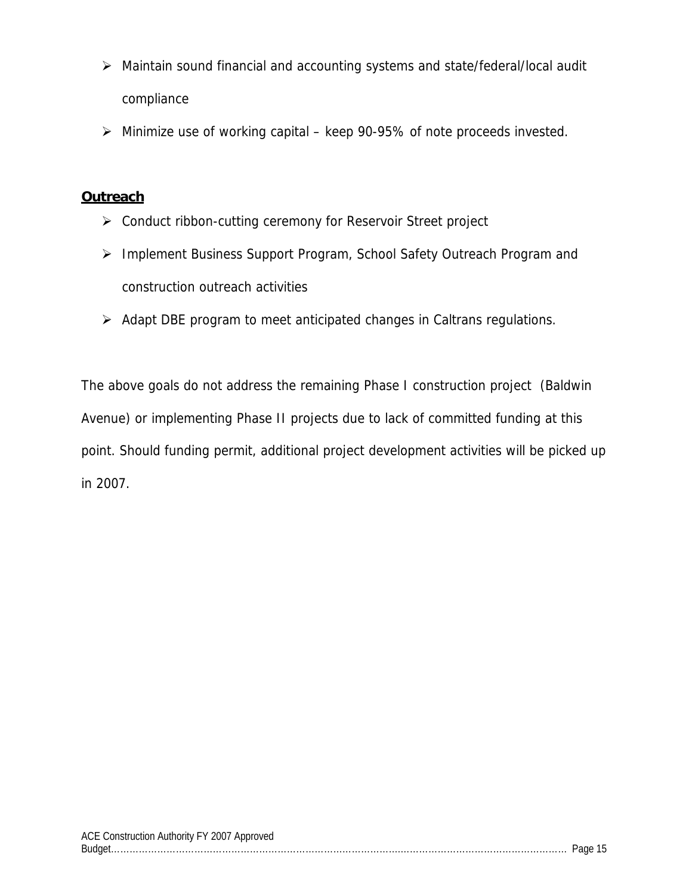- Maintain sound financial and accounting systems and state/federal/local audit compliance
- Minimize use of working capital – keep 90-95% of note proceeds invested.

**Outreach**

- Conduct ribbon-cutting ceremony for Reservoir Street project
- Implement Business Support Program, School Safety Outreach Program and construction outreach activities
- Adapt DBE program to meet anticipated changes in Caltrans regulations.

The above goals do not address the remaining Phase I construction project (Baldwin Avenue) or implementing Phase II projects due to lack of committed funding at this point. Should funding permit, additional project development activities will be picked up in 2007.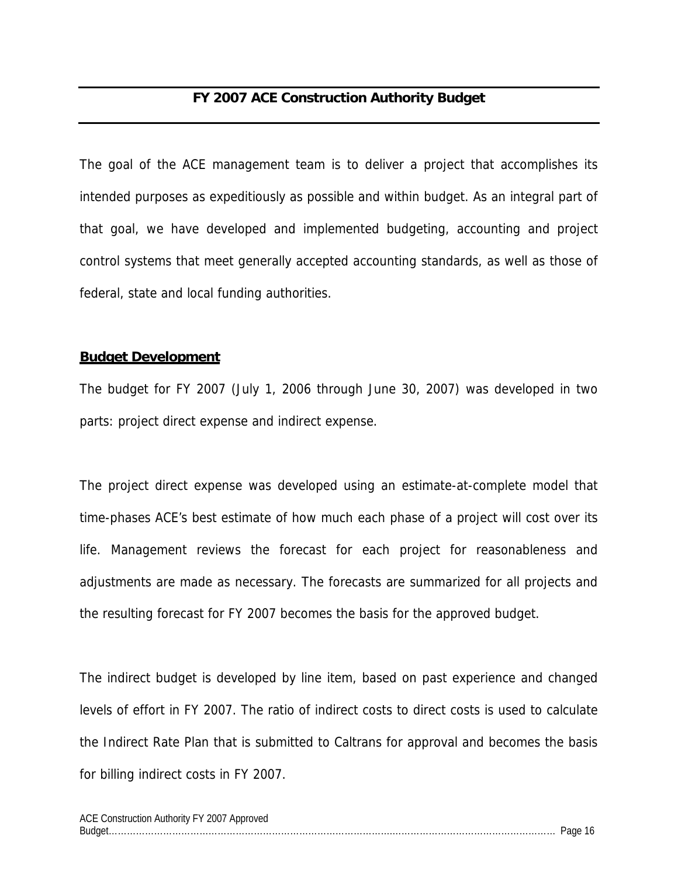## FY 2007 ACE Construction Authority Budget

The goal of the ACE management team is to deliver a project that accomplishes its intended purposes as expeditiously as possible and within budget. As an integral part of that goal, we have developed and implemented budgeting, accounting and project control systems that meet generally accepted accounting standards, as well as those of federal, state and local funding authorities.

### Budget Development

The budget for FY 2007 (July 1, 2006 through June 30, 2007) was developed in two parts: project direct expense and indirect expense.

The project direct expense was developed using an estimate-at-complete model that time-phases ACE's best estimate of how much each phase of a project will cost over its life. Management reviews the forecast for each project for reasonableness and adjustments are made as necessary. The forecasts are summarized for all projects and the resulting forecast for FY 2007 becomes the basis for the approved budget.

The indirect budget is developed by line item, based on past experience and changed levels of effort in FY 2007. The ratio of indirect costs to direct costs is used to calculate the Indirect Rate Plan that is submitted to Caltrans for approval and becomes the basis for billing indirect costs in FY 2007.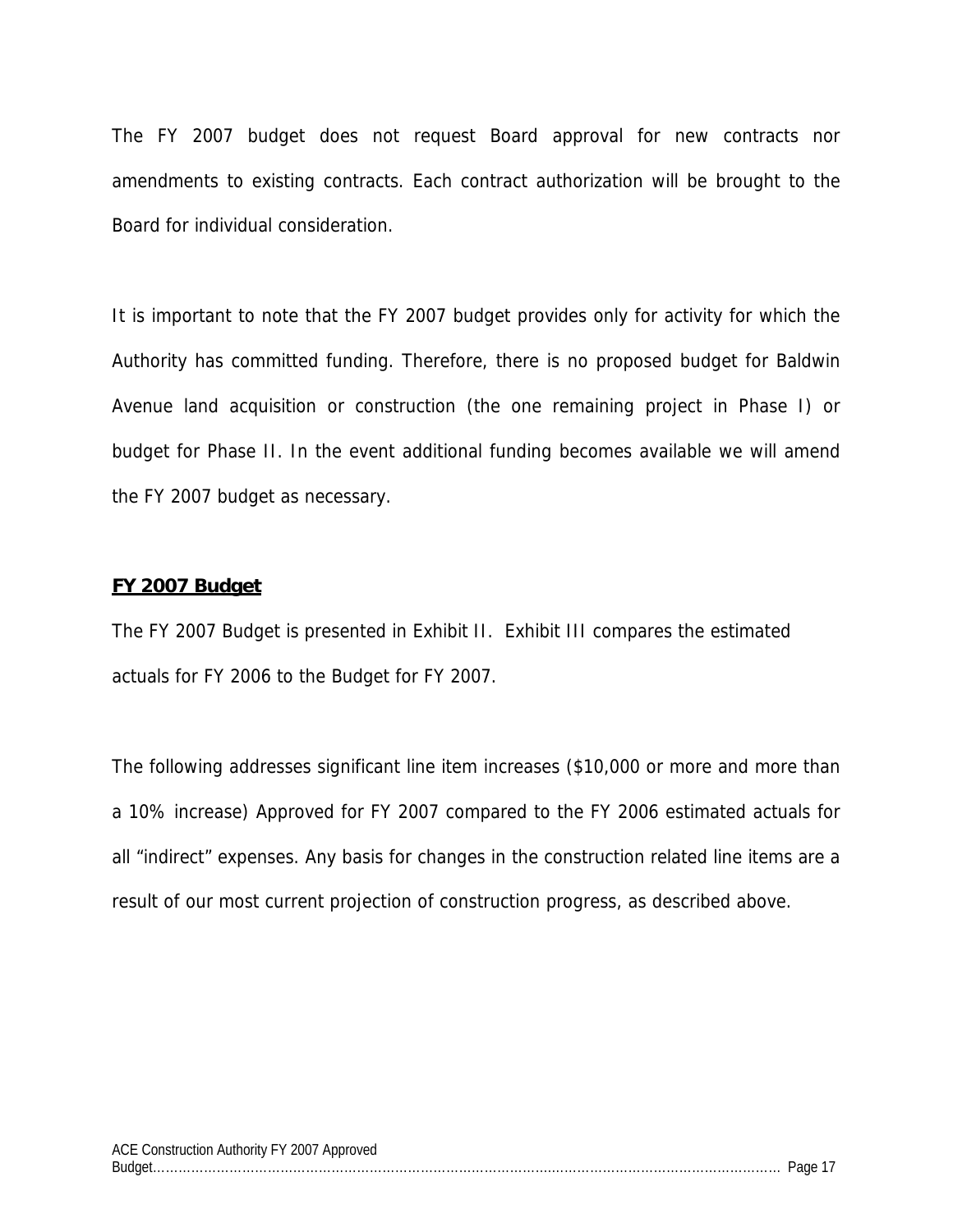The FY 2007 budget does not request Board approval for new contracts nor amendments to existing contracts. Each contract authorization will be brought to the Board for individual consideration.

It is important to note that the FY 2007 budget provides only for activity for which the Authority has committed funding. Therefore, there is no proposed budget for Baldwin Avenue land acquisition or construction (the one remaining project in Phase I) or budget for Phase II. In the event additional funding becomes available we will amend the FY 2007 budget as necessary.

**FY 2007 Budget**

The FY 2007 Budget is presented in Exhibit II. Exhibit III compares the estimated actuals for FY 2006 to the Budget for FY 2007.

The following addresses significant line item increases ($10,000 or more and more than a 10% increase) Approved for FY 2007 compared to the FY 2006 estimated actuals for all "indirect" expenses. Any basis for changes in the construction related line items are a result of our most current projection of construction progress, as described above.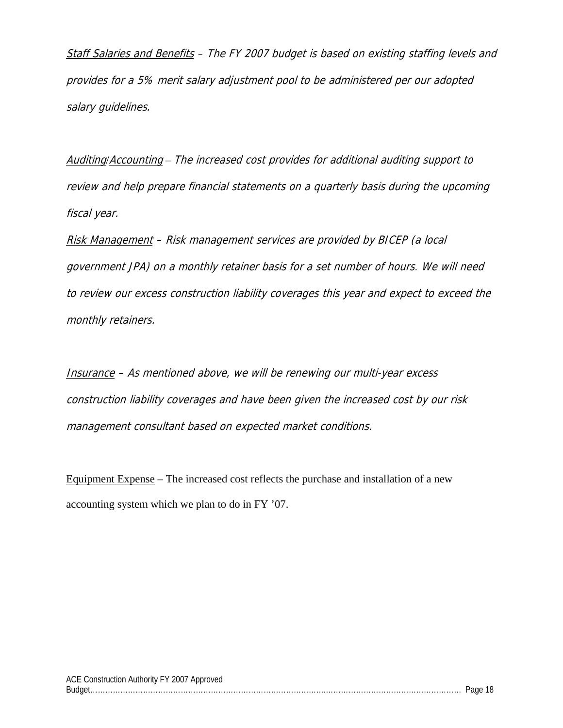*<u>Staff Salaries and Benefits</u> – The FY 2007 budget is based on existing staffing levels and provides for a 5% merit salary adjustment pool to be administered per our adopted salary guidelines.*

*<u>Auditing/Accounting</u> – The increased cost provides for additional auditing support to review and help prepare financial statements on a quarterly basis during the upcoming fiscal year.*

*<u>Risk Management</u> – Risk management services are provided by BICEP (a local government JPA) on a monthly retainer basis for a set number of hours. We will need to review our excess construction liability coverages this year and expect to exceed the monthly retainers.*

*<u>Insurance</u> – As mentioned above, we will be renewing our multi-year excess construction liability coverages and have been given the increased cost by our risk management consultant based on expected market conditions.*

<u>Equipment Expense</u> – The increased cost reflects the purchase and installation of a new accounting system which we plan to do in FY '07.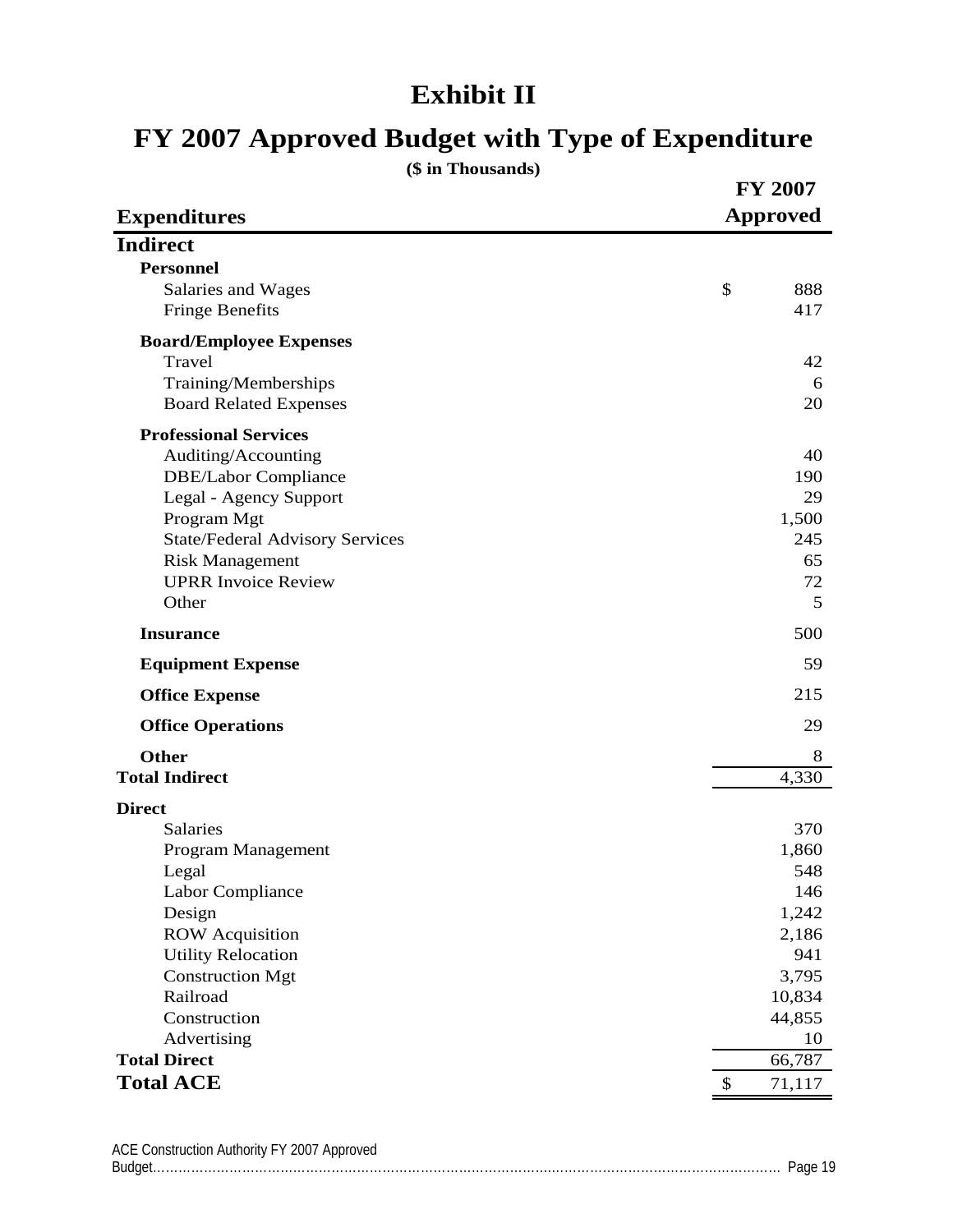# Exhibit II

# FY 2007 Approved Budget with Type of Expenditure

**($ in Thousands)**

| Expenditures | FY 2007 Approved |
|---|---|
| **Indirect** | |
| **Personnel** | |
| Salaries and Wages | $ 888 |
| Fringe Benefits | 417 |
| **Board/Employee Expenses** | |
| Travel | 42 |
| Training/Memberships | 6 |
| Board Related Expenses | 20 |
| **Professional Services** | |
| Auditing/Accounting | 40 |
| DBE/Labor Compliance | 190 |
| Legal - Agency Support | 29 |
| Program Mgt | 1,500 |
| State/Federal Advisory Services | 245 |
| Risk Management | 65 |
| UPRR Invoice Review | 72 |
| Other | 5 |
| **Insurance** | 500 |
| **Equipment Expense** | 59 |
| **Office Expense** | 215 |
| **Office Operations** | 29 |
| **Other** | 8 |
| **Total Indirect** | 4,330 |
| **Direct** | |
| Salaries | 370 |
| Program Management | 1,860 |
| Legal | 548 |
| Labor Compliance | 146 |
| Design | 1,242 |
| ROW Acquisition | 2,186 |
| Utility Relocation | 941 |
| Construction Mgt | 3,795 |
| Railroad | 10,834 |
| Construction | 44,855 |
| Advertising | 10 |
| **Total Direct** | 66,787 |
| **Total ACE** | $ 71,117 |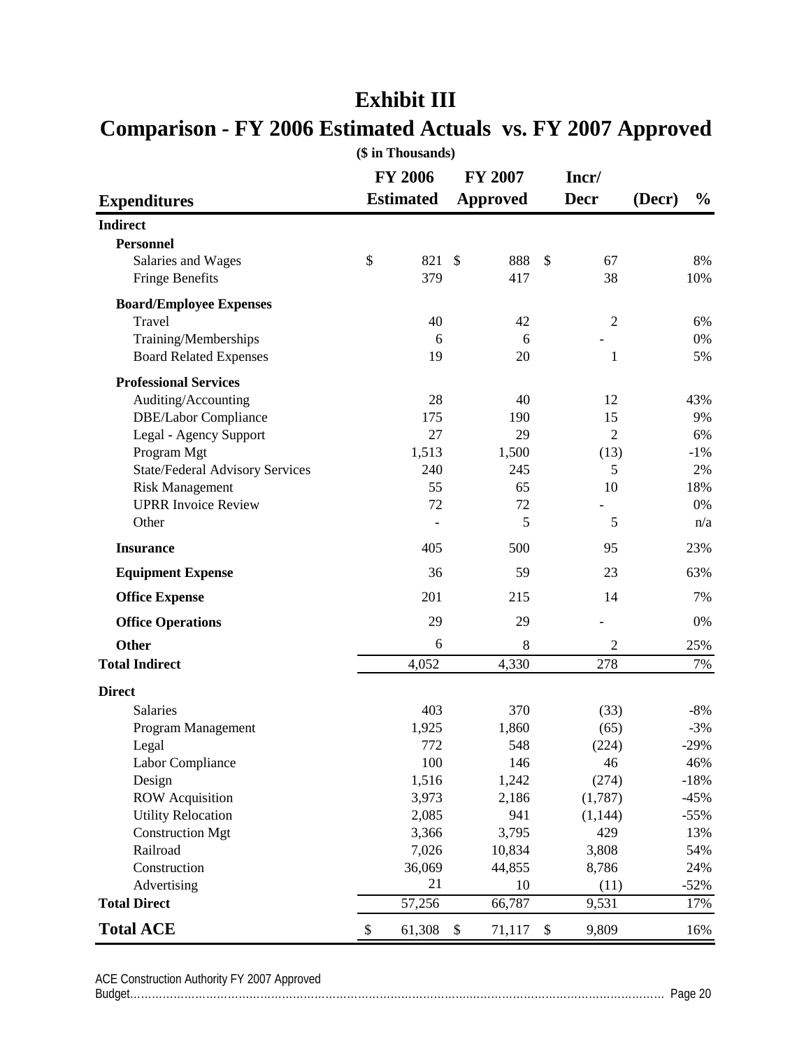# Exhibit III

# Comparison - FY 2006 Estimated Actuals vs. FY 2007 Approved

**($ in Thousands)**

| Expenditures | FY 2006 Estimated | FY 2007 Approved | Incr/ Decr | (Decr) % |
|---|---|---|---|---|
| **Indirect** | | | | |
| **Personnel** | | | | |
| Salaries and Wages | $ 821 | $ 888 | $ 67 | 8% |
| Fringe Benefits | 379 | 417 | 38 | 10% |
| **Board/Employee Expenses** | | | | |
| Travel | 40 | 42 | 2 | 6% |
| Training/Memberships | 6 | 6 | - | 0% |
| Board Related Expenses | 19 | 20 | 1 | 5% |
| **Professional Services** | | | | |
| Auditing/Accounting | 28 | 40 | 12 | 43% |
| DBE/Labor Compliance | 175 | 190 | 15 | 9% |
| Legal - Agency Support | 27 | 29 | 2 | 6% |
| Program Mgt | 1,513 | 1,500 | (13) | -1% |
| State/Federal Advisory Services | 240 | 245 | 5 | 2% |
| Risk Management | 55 | 65 | 10 | 18% |
| UPRR Invoice Review | 72 | 72 | - | 0% |
| Other | - | 5 | 5 | n/a |
| **Insurance** | 405 | 500 | 95 | 23% |
| **Equipment Expense** | 36 | 59 | 23 | 63% |
| **Office Expense** | 201 | 215 | 14 | 7% |
| **Office Operations** | 29 | 29 | - | 0% |
| **Other** | 6 | 8 | 2 | 25% |
| **Total Indirect** | 4,052 | 4,330 | 278 | 7% |
| **Direct** | | | | |
| Salaries | 403 | 370 | (33) | -8% |
| Program Management | 1,925 | 1,860 | (65) | -3% |
| Legal | 772 | 548 | (224) | -29% |
| Labor Compliance | 100 | 146 | 46 | 46% |
| Design | 1,516 | 1,242 | (274) | -18% |
| ROW Acquisition | 3,973 | 2,186 | (1,787) | -45% |
| Utility Relocation | 2,085 | 941 | (1,144) | -55% |
| Construction Mgt | 3,366 | 3,795 | 429 | 13% |
| Railroad | 7,026 | 10,834 | 3,808 | 54% |
| Construction | 36,069 | 44,855 | 8,786 | 24% |
| Advertising | 21 | 10 | (11) | -52% |
| **Total Direct** | 57,256 | 66,787 | 9,531 | 17% |
| **Total ACE** | $ 61,308 | $ 71,117 | $ 9,809 | 16% |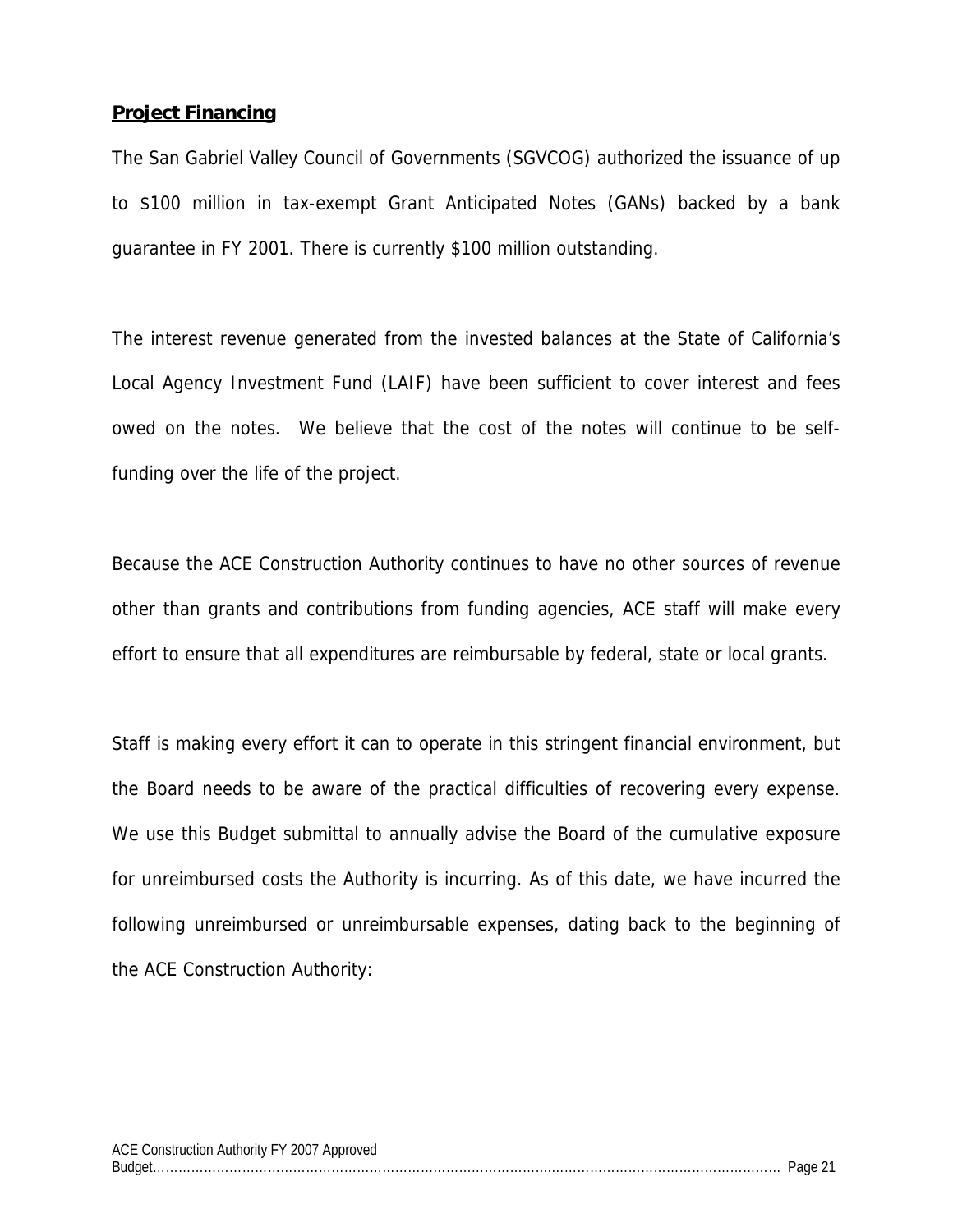## **Project Financing**

The San Gabriel Valley Council of Governments (SGVCOG) authorized the issuance of up to $100 million in tax-exempt Grant Anticipated Notes (GANs) backed by a bank guarantee in FY 2001. There is currently $100 million outstanding.

The interest revenue generated from the invested balances at the State of California's Local Agency Investment Fund (LAIF) have been sufficient to cover interest and fees owed on the notes. We believe that the cost of the notes will continue to be self-funding over the life of the project.

Because the ACE Construction Authority continues to have no other sources of revenue other than grants and contributions from funding agencies, ACE staff will make every effort to ensure that all expenditures are reimbursable by federal, state or local grants.

Staff is making every effort it can to operate in this stringent financial environment, but the Board needs to be aware of the practical difficulties of recovering every expense. We use this Budget submittal to annually advise the Board of the cumulative exposure for unreimbursed costs the Authority is incurring. As of this date, we have incurred the following unreimbursed or unreimbursable expenses, dating back to the beginning of the ACE Construction Authority: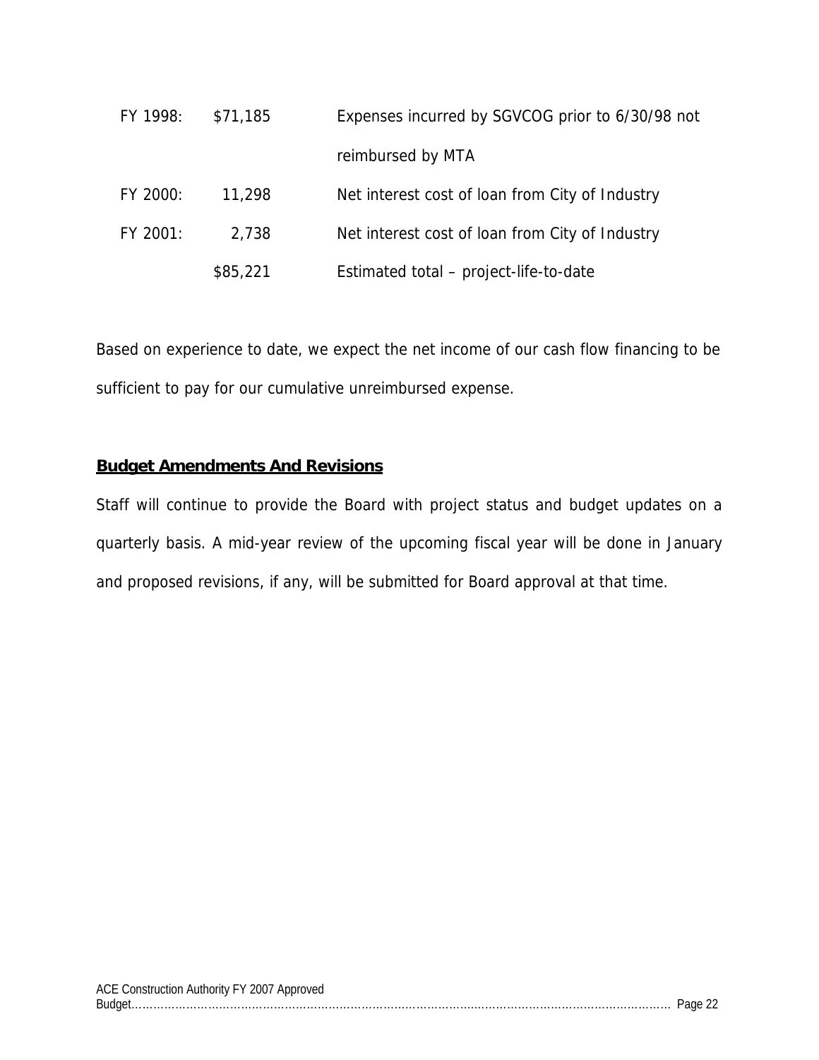| | | |
|---|---|---|
| FY 1998: | $71,185 | Expenses incurred by SGVCOG prior to 6/30/98 not reimbursed by MTA |
| FY 2000: | 11,298 | Net interest cost of loan from City of Industry |
| FY 2001: | 2,738 | Net interest cost of loan from City of Industry |
| | $85,221 | Estimated total – project-life-to-date |

Based on experience to date, we expect the net income of our cash flow financing to be sufficient to pay for our cumulative unreimbursed expense.

## Budget Amendments And Revisions

Staff will continue to provide the Board with project status and budget updates on a quarterly basis. A mid-year review of the upcoming fiscal year will be done in January and proposed revisions, if any, will be submitted for Board approval at that time.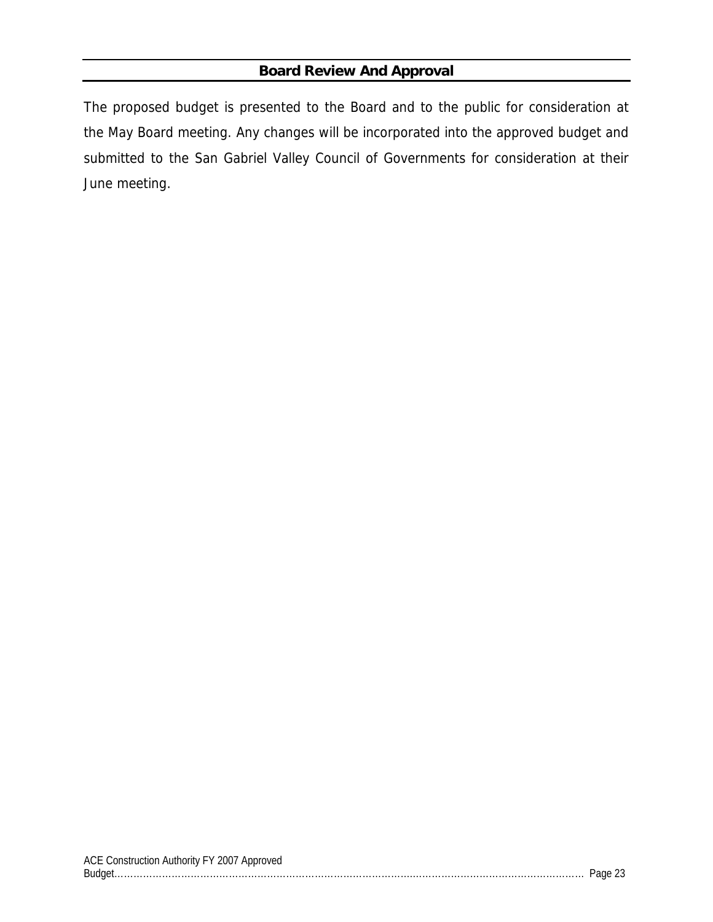## Board Review And Approval

The proposed budget is presented to the Board and to the public for consideration at the May Board meeting. Any changes will be incorporated into the approved budget and submitted to the San Gabriel Valley Council of Governments for consideration at their June meeting.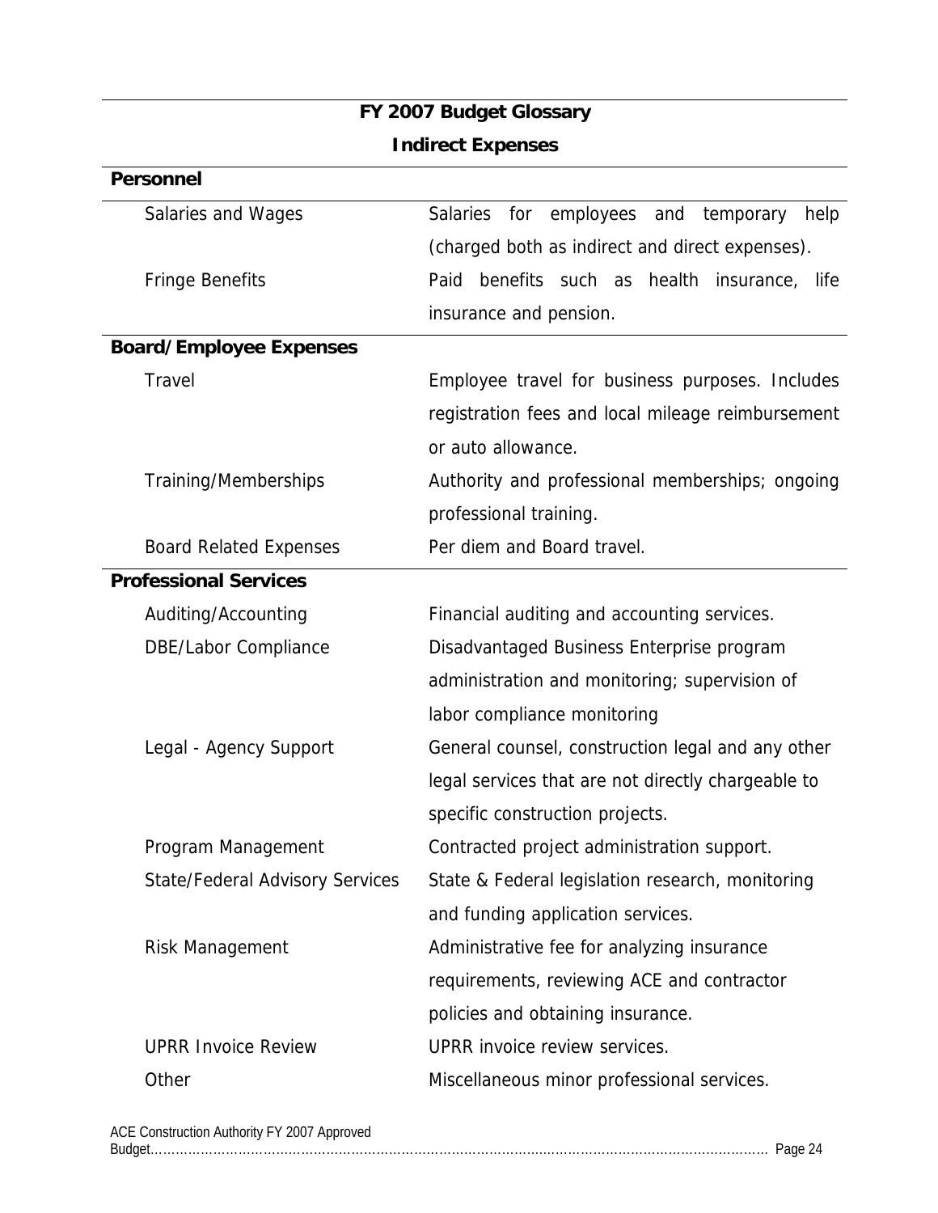# FY 2007 Budget Glossary

## Indirect Expenses

| Category | Description |
|---|---|
| **Personnel** | |
| Salaries and Wages | Salaries for employees and temporary help (charged both as indirect and direct expenses). |
| Fringe Benefits | Paid benefits such as health insurance, life insurance and pension. |
| **Board/Employee Expenses** | |
| Travel | Employee travel for business purposes. Includes registration fees and local mileage reimbursement or auto allowance. |
| Training/Memberships | Authority and professional memberships; ongoing professional training. |
| Board Related Expenses | Per diem and Board travel. |
| **Professional Services** | |
| Auditing/Accounting | Financial auditing and accounting services. |
| DBE/Labor Compliance | Disadvantaged Business Enterprise program administration and monitoring; supervision of labor compliance monitoring |
| Legal - Agency Support | General counsel, construction legal and any other legal services that are not directly chargeable to specific construction projects. |
| Program Management | Contracted project administration support. |
| State/Federal Advisory Services | State & Federal legislation research, monitoring and funding application services. |
| Risk Management | Administrative fee for analyzing insurance requirements, reviewing ACE and contractor policies and obtaining insurance. |
| UPRR Invoice Review | UPRR invoice review services. |
| Other | Miscellaneous minor professional services. |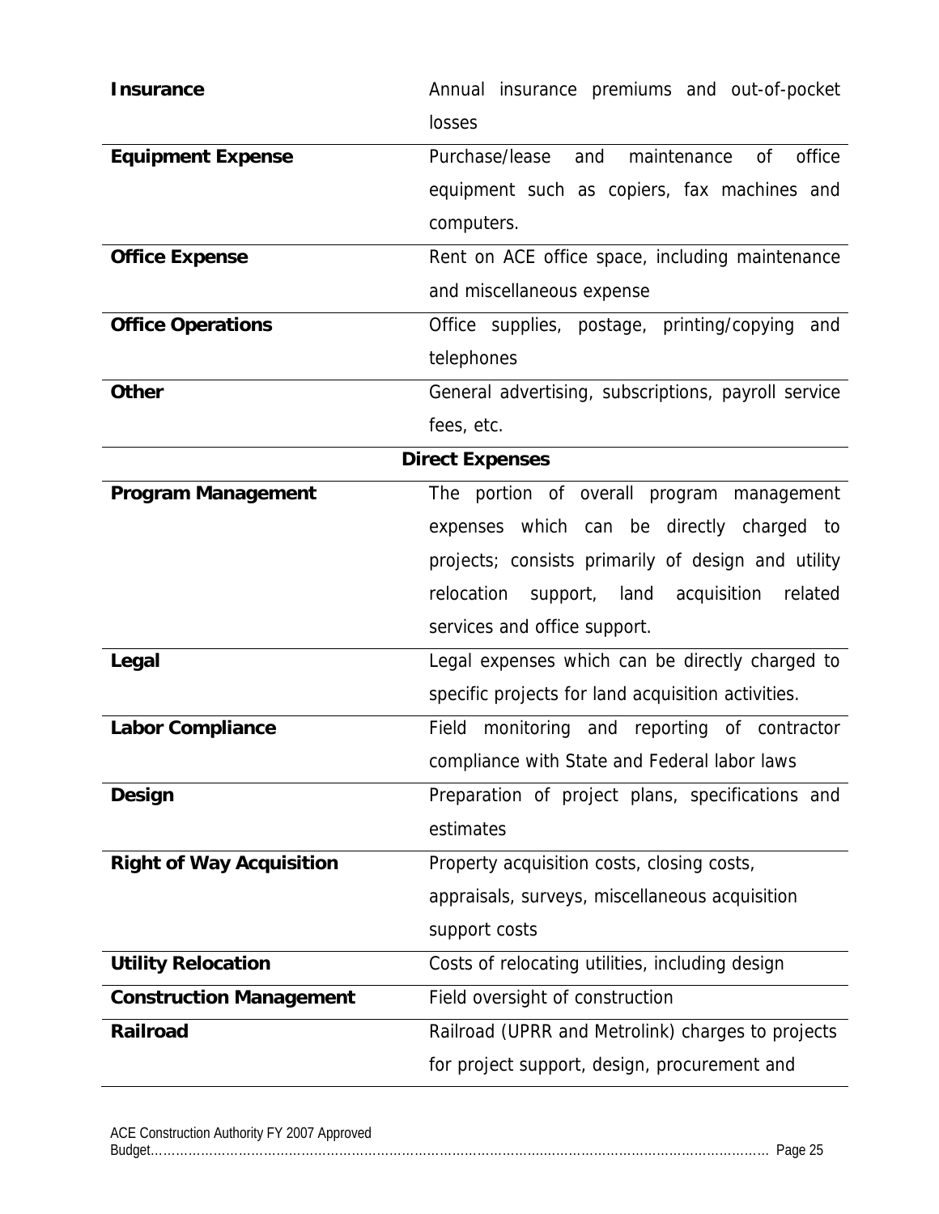| | |
|---|---|
| **Insurance** | Annual insurance premiums and out-of-pocket losses |
| **Equipment Expense** | Purchase/lease and maintenance of office equipment such as copiers, fax machines and computers. |
| **Office Expense** | Rent on ACE office space, including maintenance and miscellaneous expense |
| **Office Operations** | Office supplies, postage, printing/copying and telephones |
| **Other** | General advertising, subscriptions, payroll service fees, etc. |
| **Direct Expenses** | |
| **Program Management** | The portion of overall program management expenses which can be directly charged to projects; consists primarily of design and utility relocation support, land acquisition related services and office support. |
| **Legal** | Legal expenses which can be directly charged to specific projects for land acquisition activities. |
| **Labor Compliance** | Field monitoring and reporting of contractor compliance with State and Federal labor laws |
| **Design** | Preparation of project plans, specifications and estimates |
| **Right of Way Acquisition** | Property acquisition costs, closing costs, appraisals, surveys, miscellaneous acquisition support costs |
| **Utility Relocation** | Costs of relocating utilities, including design |
| **Construction Management** | Field oversight of construction |
| **Railroad** | Railroad (UPRR and Metrolink) charges to projects for project support, design, procurement and |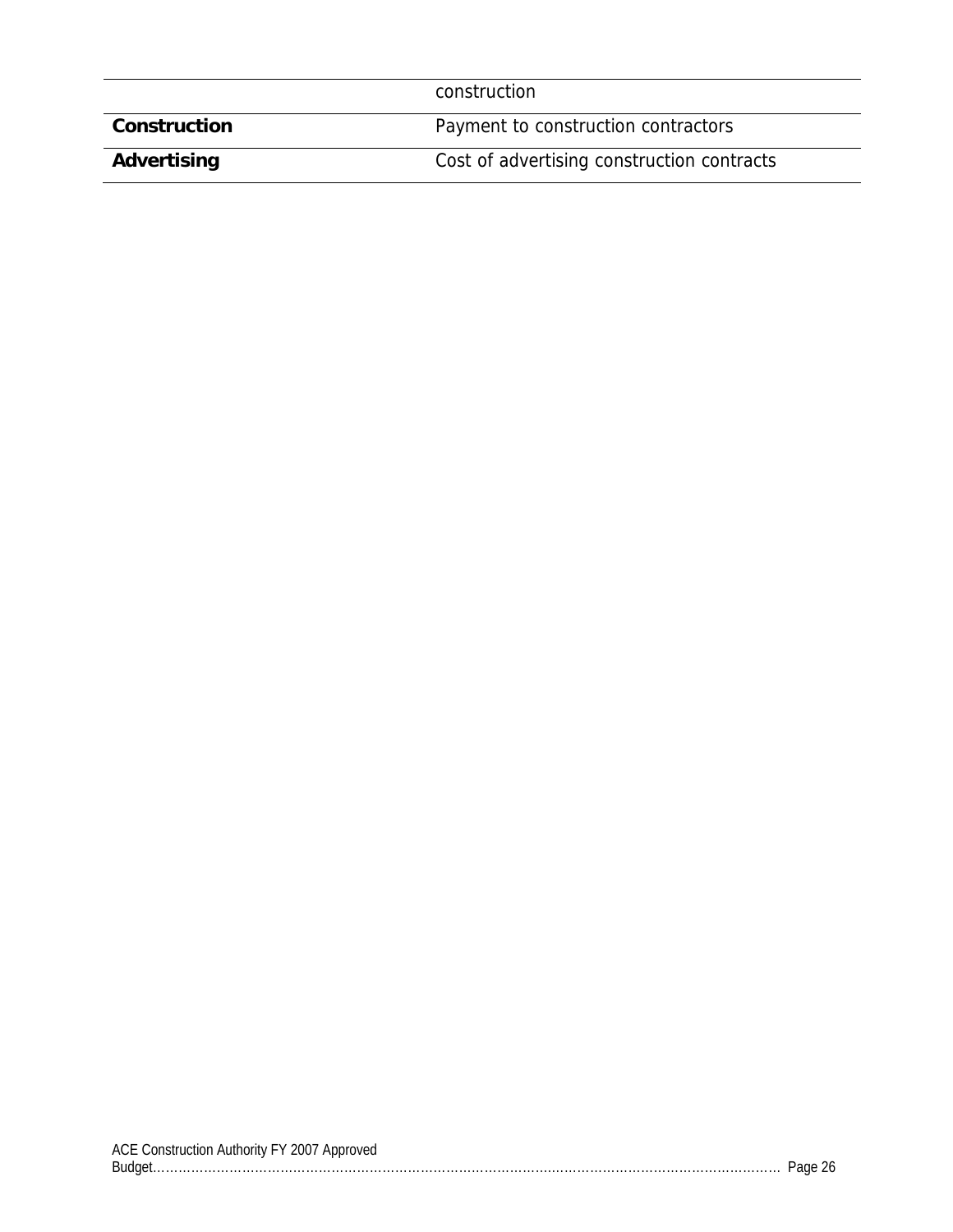| | |
|---|---|
| | construction |
| **Construction** | Payment to construction contractors |
| **Advertising** | Cost of advertising construction contracts |